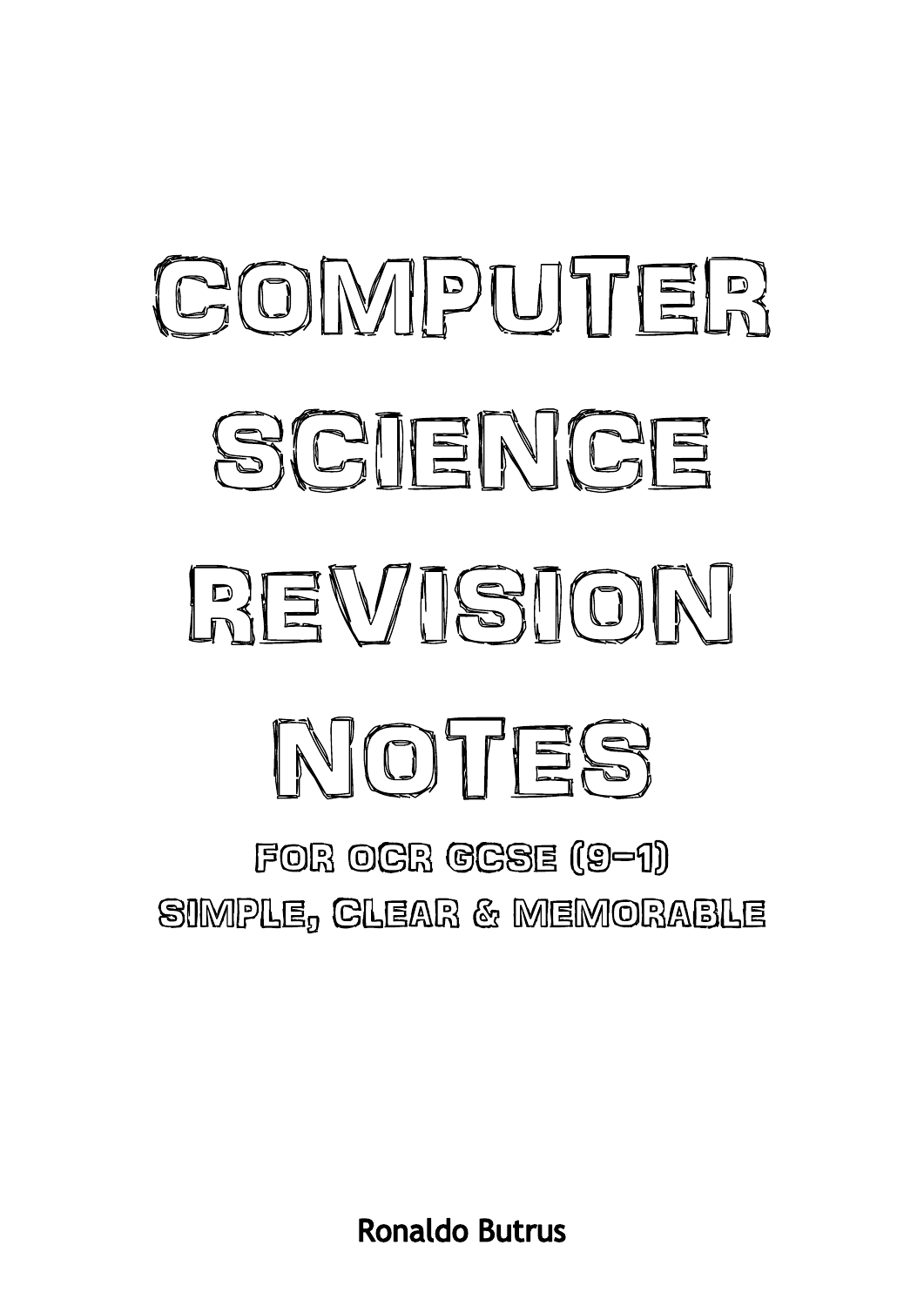# Computer Science Revision Notes

## For OCR GCSE (9–1)

## Simple, Clear & Memorable

**Ronaldo Butrus**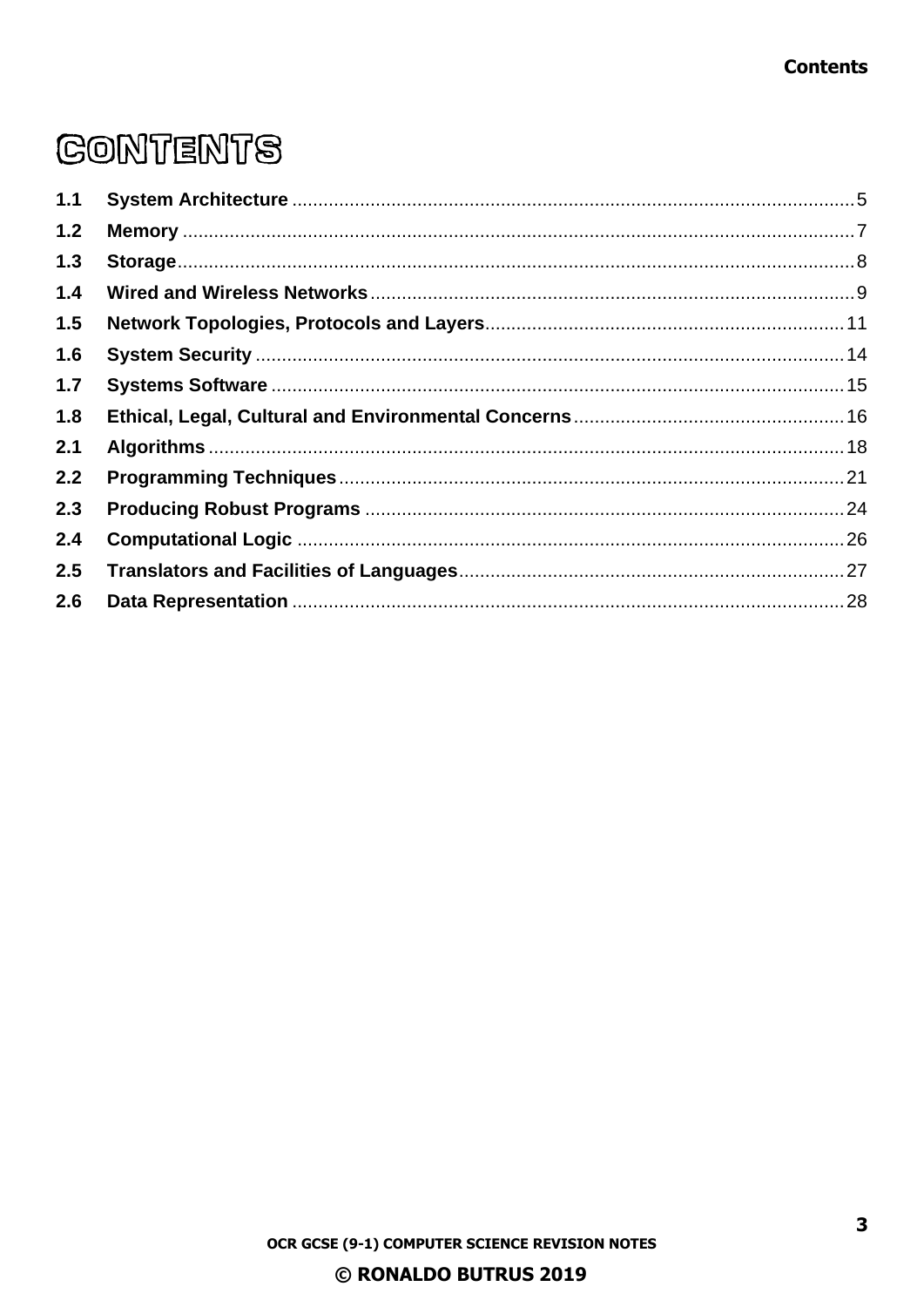# CONTENTS

| | | |
|---|---|---|
| 1.1 | **System Architecture** | 5 |
| 1.2 | **Memory** | 7 |
| 1.3 | **Storage** | 8 |
| 1.4 | **Wired and Wireless Networks** | 9 |
| 1.5 | **Network Topologies, Protocols and Layers** | 11 |
| 1.6 | **System Security** | 14 |
| 1.7 | **Systems Software** | 15 |
| 1.8 | **Ethical, Legal, Cultural and Environmental Concerns** | 16 |
| 2.1 | **Algorithms** | 18 |
| 2.2 | **Programming Techniques** | 21 |
| 2.3 | **Producing Robust Programs** | 24 |
| 2.4 | **Computational Logic** | 26 |
| 2.5 | **Translators and Facilities of Languages** | 27 |
| 2.6 | **Data Representation** | 28 |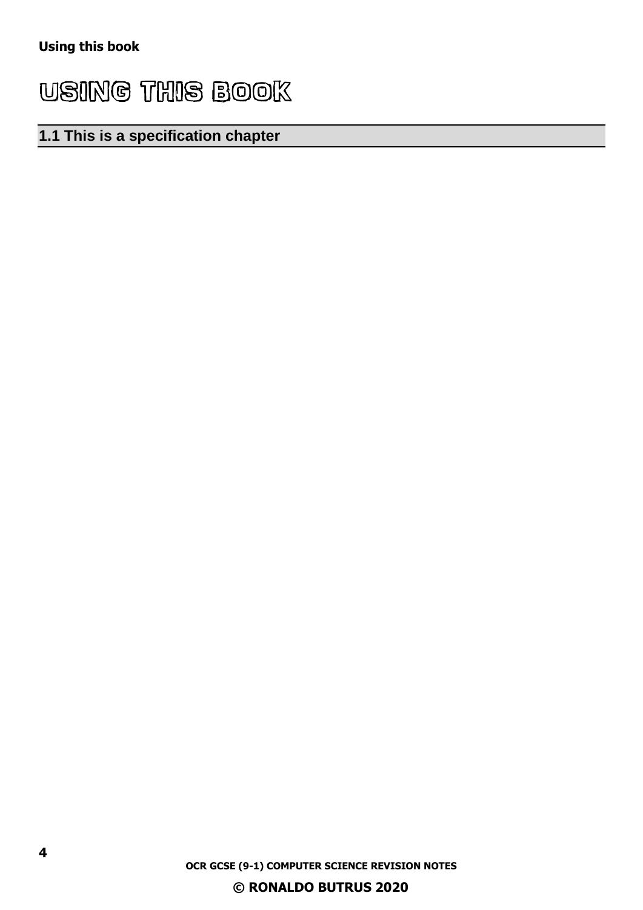# USING THIS BOOK

## 1.1 This is a specification chapter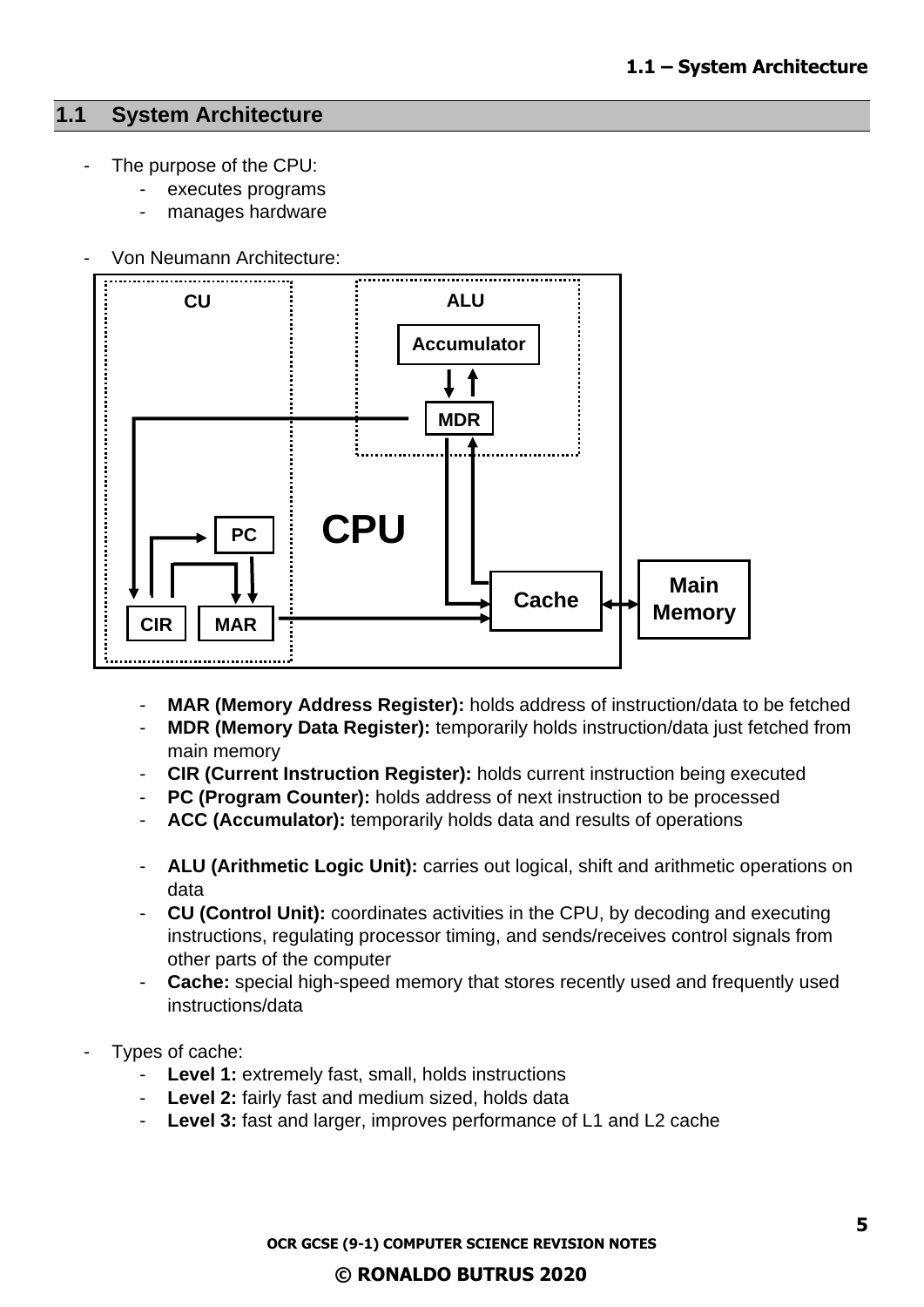## 1.1 System Architecture

- The purpose of the CPU:
  - executes programs
  - manages hardware

- Von Neumann Architecture:

CU

ALU

Accumulator

MDR

PC

CPU

CIR

MAR

Cache

Main Memory

  - **MAR (Memory Address Register):** holds address of instruction/data to be fetched
  - **MDR (Memory Data Register):** temporarily holds instruction/data just fetched from main memory
  - **CIR (Current Instruction Register):** holds current instruction being executed
  - **PC (Program Counter):** holds address of next instruction to be processed
  - **ACC (Accumulator):** temporarily holds data and results of operations

  - **ALU (Arithmetic Logic Unit):** carries out logical, shift and arithmetic operations on data
  - **CU (Control Unit):** coordinates activities in the CPU, by decoding and executing instructions, regulating processor timing, and sends/receives control signals from other parts of the computer
  - **Cache:** special high-speed memory that stores recently used and frequently used instructions/data

- Types of cache:
  - **Level 1:** extremely fast, small, holds instructions
  - **Level 2:** fairly fast and medium sized, holds data
  - **Level 3:** fast and larger, improves performance of L1 and L2 cache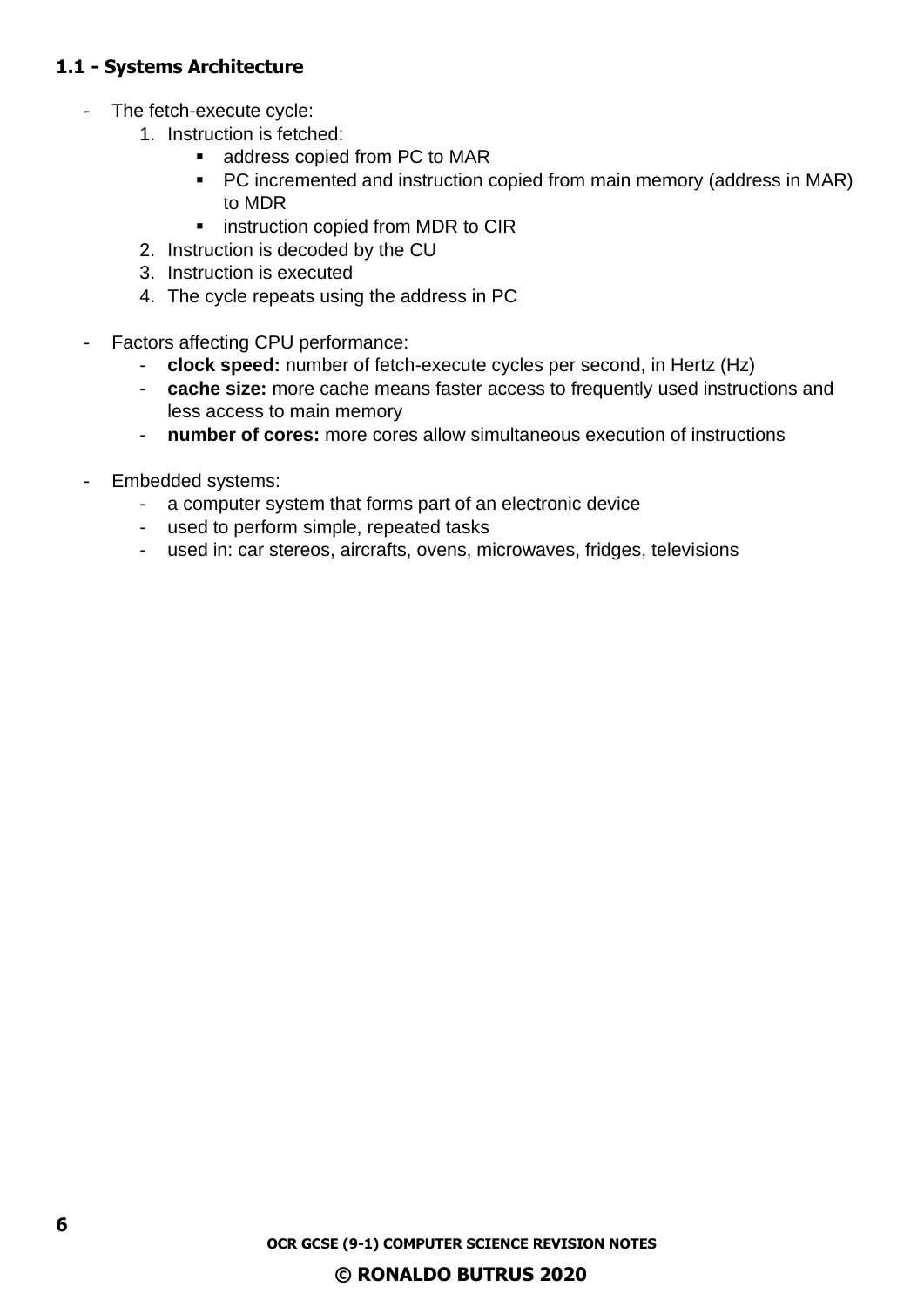### 1.1 - Systems Architecture

- The fetch-execute cycle:
  1. Instruction is fetched:
     - address copied from PC to MAR
     - PC incremented and instruction copied from main memory (address in MAR) to MDR
     - instruction copied from MDR to CIR
  2. Instruction is decoded by the CU
  3. Instruction is executed
  4. The cycle repeats using the address in PC

- Factors affecting CPU performance:
  - **clock speed:** number of fetch-execute cycles per second, in Hertz (Hz)
  - **cache size:** more cache means faster access to frequently used instructions and less access to main memory
  - **number of cores:** more cores allow simultaneous execution of instructions

- Embedded systems:
  - a computer system that forms part of an electronic device
  - used to perform simple, repeated tasks
  - used in: car stereos, aircrafts, ovens, microwaves, fridges, televisions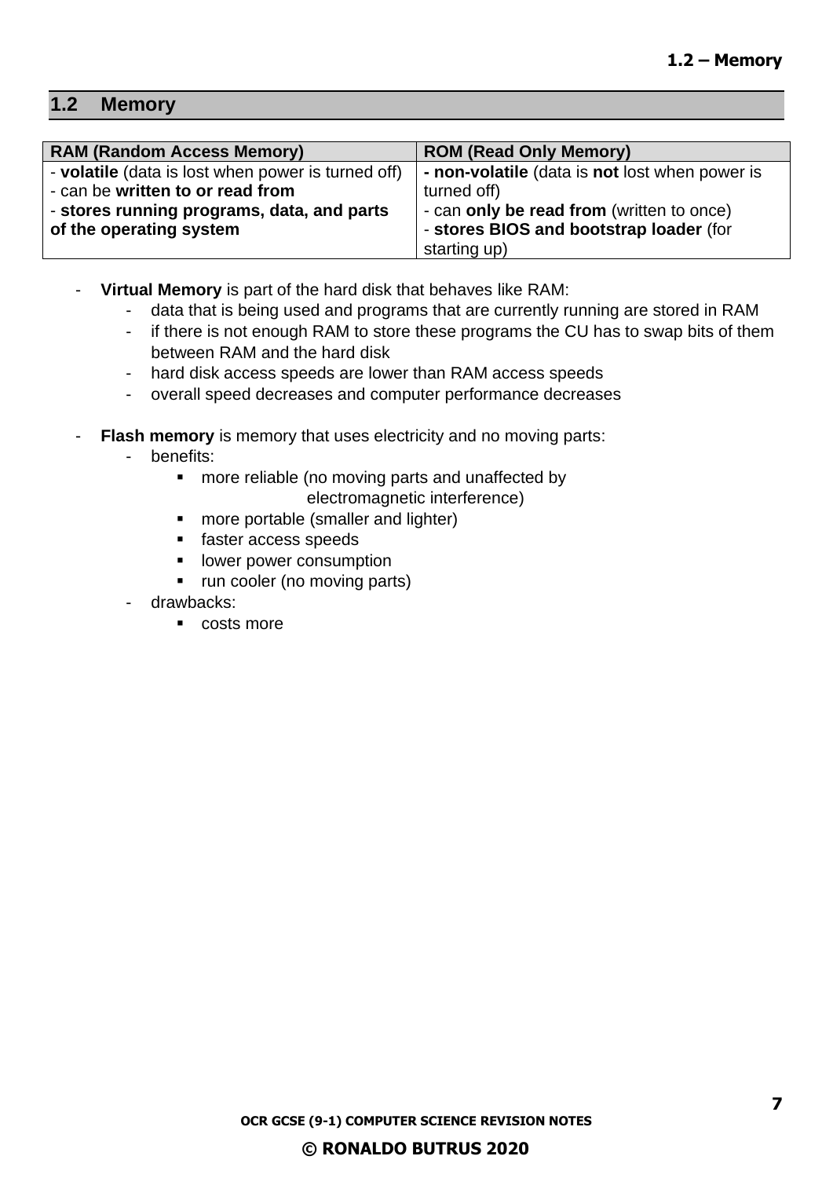## 1.2 Memory

| RAM (Random Access Memory) | ROM (Read Only Memory) |
|---|---|
| - **volatile** (data is lost when power is turned off)<br>- can be **written to or read from**<br>- **stores running programs, data, and parts of the operating system** | **- non-volatile** (data is **not** lost when power is turned off)<br>- can **only be read from** (written to once)<br>- **stores BIOS and bootstrap loader** (for starting up) |

- **Virtual Memory** is part of the hard disk that behaves like RAM:
  - data that is being used and programs that are currently running are stored in RAM
  - if there is not enough RAM to store these programs the CU has to swap bits of them between RAM and the hard disk
  - hard disk access speeds are lower than RAM access speeds
  - overall speed decreases and computer performance decreases

- **Flash memory** is memory that uses electricity and no moving parts:
  - benefits:
    - more reliable (no moving parts and unaffected by electromagnetic interference)
    - more portable (smaller and lighter)
    - faster access speeds
    - lower power consumption
    - run cooler (no moving parts)
  - drawbacks:
    - costs more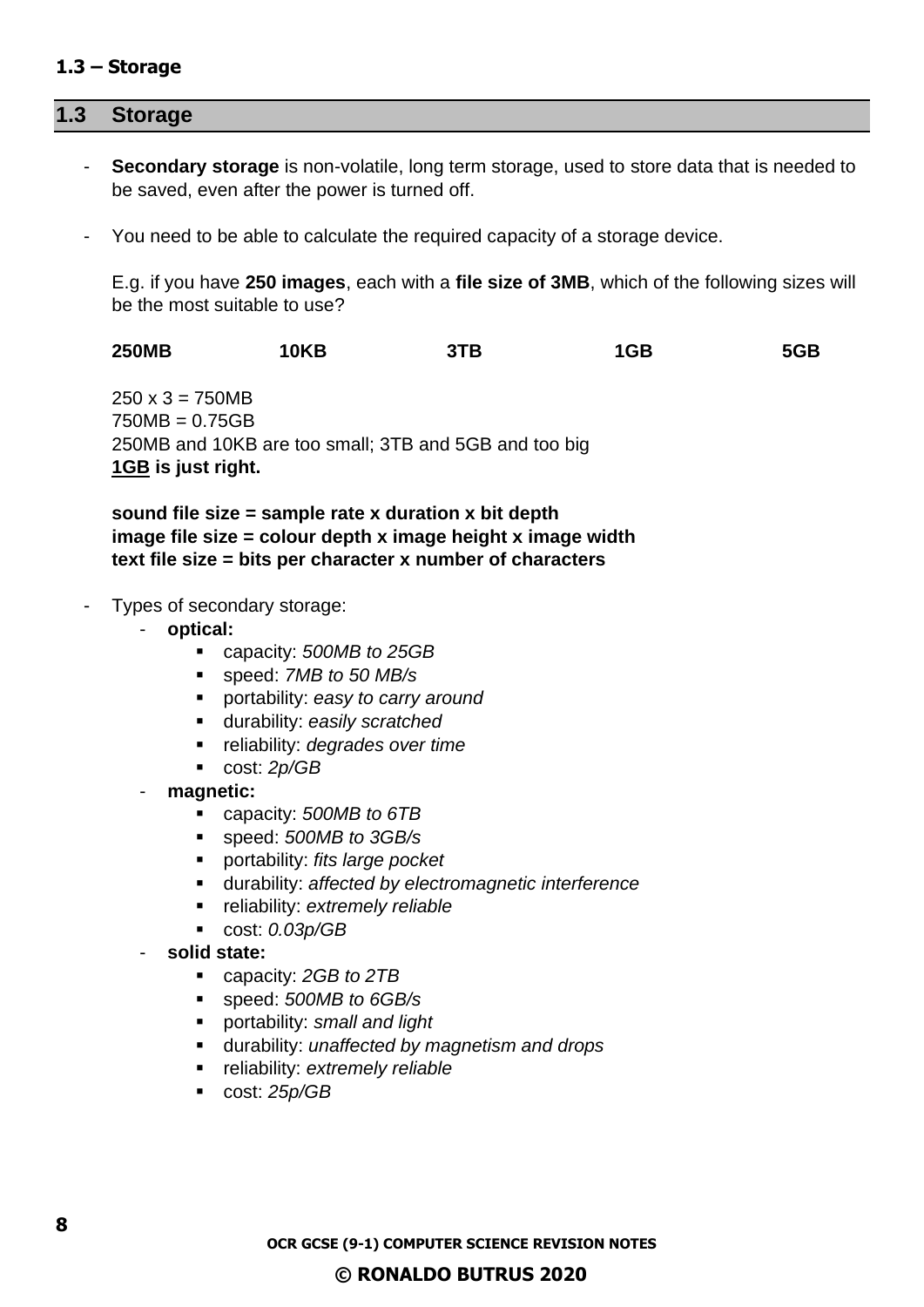## 1.3 Storage

- **Secondary storage** is non-volatile, long term storage, used to store data that is needed to be saved, even after the power is turned off.

- You need to be able to calculate the required capacity of a storage device.

  E.g. if you have **250 images**, each with a **file size of 3MB**, which of the following sizes will be the most suitable to use?

  **250MB** **10KB** **3TB** **1GB** **5GB**

  250 x 3 = 750MB
  750MB = 0.75GB
  250MB and 10KB are too small; 3TB and 5GB and too big
  **<u>1GB</u> is just right.**

  **sound file size = sample rate x duration x bit depth**
  **image file size = colour depth x image height x image width**
  **text file size = bits per character x number of characters**

- Types of secondary storage:
  - **optical:**
    - capacity: *500MB to 25GB*
    - speed: *7MB to 50 MB/s*
    - portability: *easy to carry around*
    - durability: *easily scratched*
    - reliability: *degrades over time*
    - cost: *2p/GB*
  - **magnetic:**
    - capacity: *500MB to 6TB*
    - speed: *500MB to 3GB/s*
    - portability: *fits large pocket*
    - durability: *affected by electromagnetic interference*
    - reliability: *extremely reliable*
    - cost: *0.03p/GB*
  - **solid state:**
    - capacity: *2GB to 2TB*
    - speed: *500MB to 6GB/s*
    - portability: *small and light*
    - durability: *unaffected by magnetism and drops*
    - reliability: *extremely reliable*
    - cost: *25p/GB*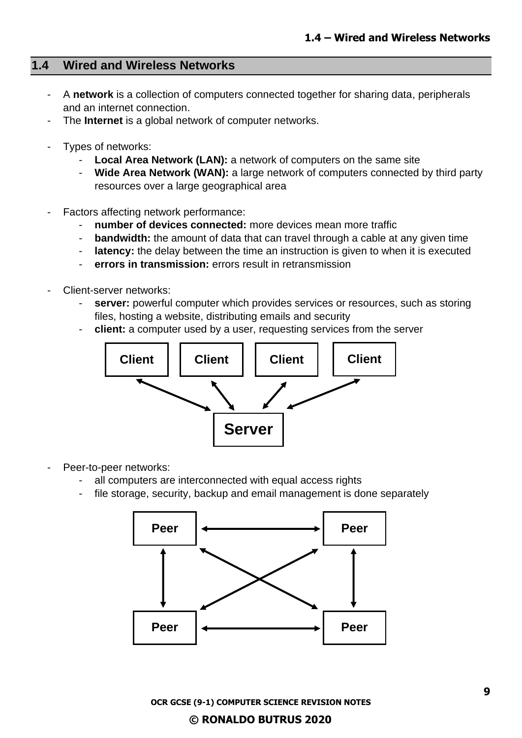## 1.4 Wired and Wireless Networks

- A **network** is a collection of computers connected together for sharing data, peripherals and an internet connection.
- The **Internet** is a global network of computer networks.

- Types of networks:
  - **Local Area Network (LAN):** a network of computers on the same site
  - **Wide Area Network (WAN):** a large network of computers connected by third party resources over a large geographical area

- Factors affecting network performance:
  - **number of devices connected:** more devices mean more traffic
  - **bandwidth:** the amount of data that can travel through a cable at any given time
  - **latency:** the delay between the time an instruction is given to when it is executed
  - **errors in transmission:** errors result in retransmission

- Client-server networks:
  - **server:** powerful computer which provides services or resources, such as storing files, hosting a website, distributing emails and security
  - **client:** a computer used by a user, requesting services from the server

Client　Client　Client　Client

Server

- Peer-to-peer networks:
  - all computers are interconnected with equal access rights
  - file storage, security, backup and email management is done separately

Peer　Peer

Peer　Peer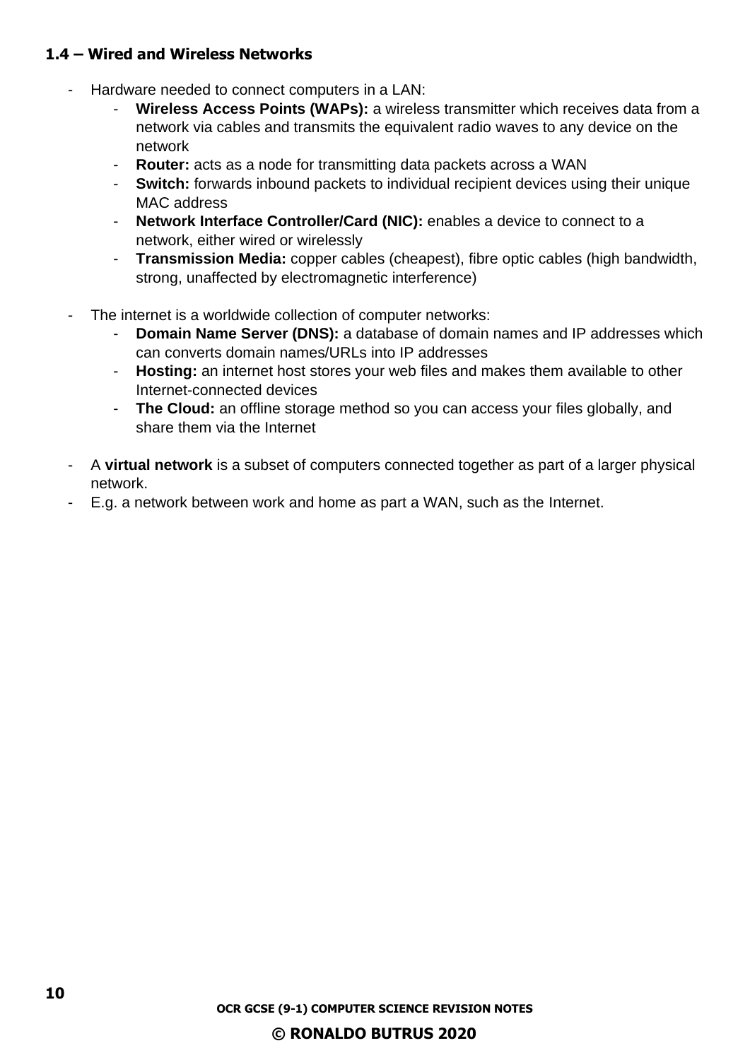### 1.4 – Wired and Wireless Networks

- Hardware needed to connect computers in a LAN:
    - **Wireless Access Points (WAPs):** a wireless transmitter which receives data from a network via cables and transmits the equivalent radio waves to any device on the network
    - **Router:** acts as a node for transmitting data packets across a WAN
    - **Switch:** forwards inbound packets to individual recipient devices using their unique MAC address
    - **Network Interface Controller/Card (NIC):** enables a device to connect to a network, either wired or wirelessly
    - **Transmission Media:** copper cables (cheapest), fibre optic cables (high bandwidth, strong, unaffected by electromagnetic interference)

- The internet is a worldwide collection of computer networks:
    - **Domain Name Server (DNS):** a database of domain names and IP addresses which can converts domain names/URLs into IP addresses
    - **Hosting:** an internet host stores your web files and makes them available to other Internet-connected devices
    - **The Cloud:** an offline storage method so you can access your files globally, and share them via the Internet

- A **virtual network** is a subset of computers connected together as part of a larger physical network.
- E.g. a network between work and home as part a WAN, such as the Internet.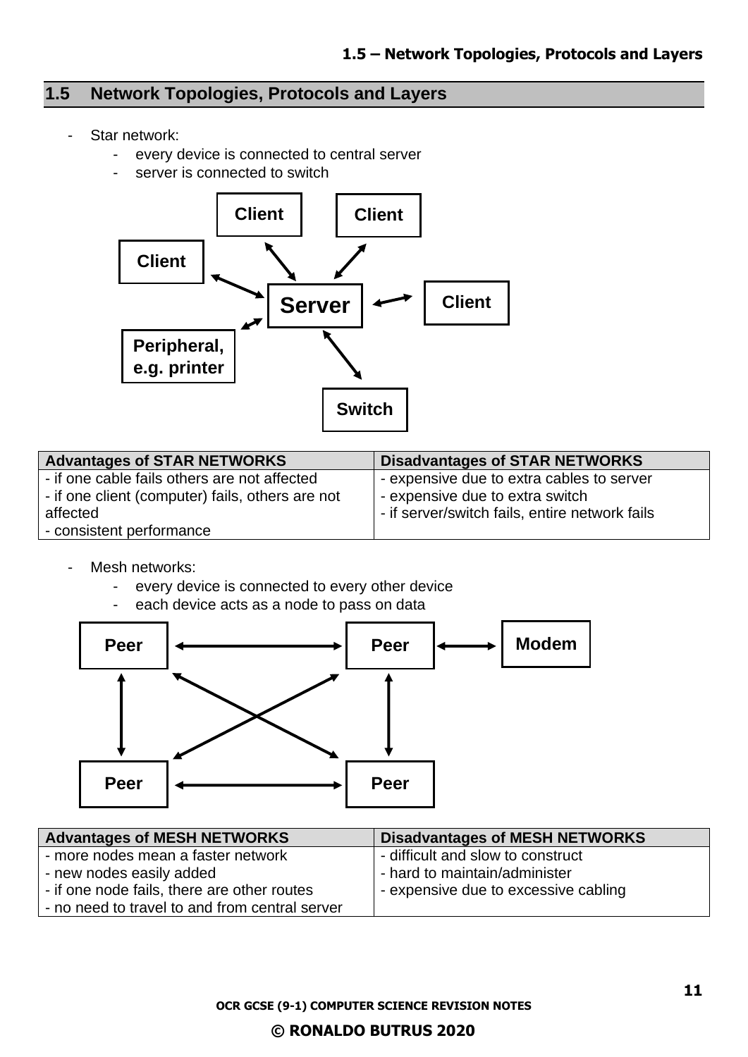## 1.5 Network Topologies, Protocols and Layers

- Star network:
    - every device is connected to central server
    - server is connected to switch

| Advantages of STAR NETWORKS | Disadvantages of STAR NETWORKS |
|---|---|
| - if one cable fails others are not affected<br>- if one client (computer) fails, others are not affected<br>- consistent performance | - expensive due to extra cables to server<br>- expensive due to extra switch<br>- if server/switch fails, entire network fails |

- Mesh networks:
    - every device is connected to every other device
    - each device acts as a node to pass on data

| Advantages of MESH NETWORKS | Disadvantages of MESH NETWORKS |
|---|---|
| - more nodes mean a faster network<br>- new nodes easily added<br>- if one node fails, there are other routes<br>- no need to travel to and from central server | - difficult and slow to construct<br>- hard to maintain/administer<br>- expensive due to excessive cabling |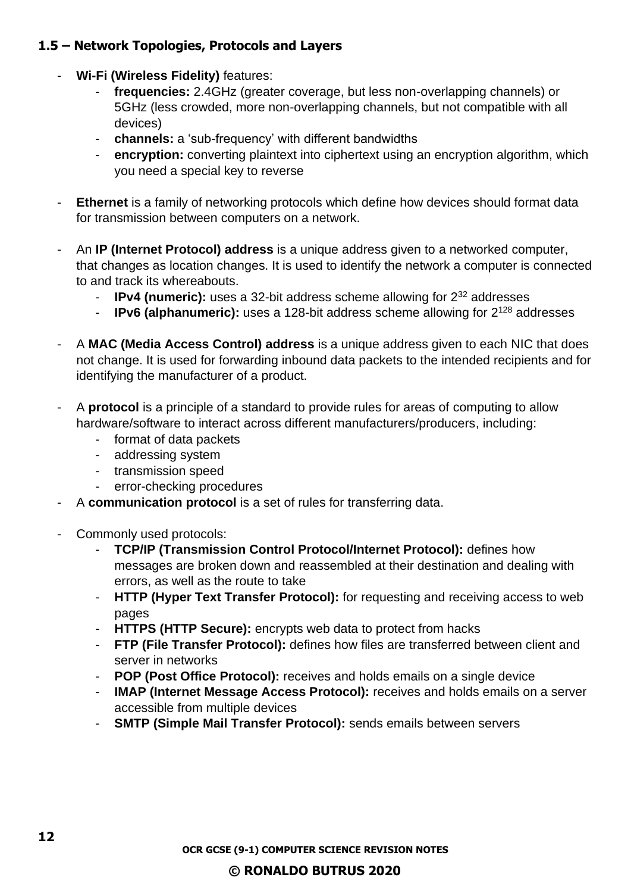### 1.5 – Network Topologies, Protocols and Layers

- **Wi-Fi (Wireless Fidelity)** features:
    - **frequencies:** 2.4GHz (greater coverage, but less non-overlapping channels) or 5GHz (less crowded, more non-overlapping channels, but not compatible with all devices)
    - **channels:** a 'sub-frequency' with different bandwidths
    - **encryption:** converting plaintext into ciphertext using an encryption algorithm, which you need a special key to reverse

- **Ethernet** is a family of networking protocols which define how devices should format data for transmission between computers on a network.

- An **IP (Internet Protocol) address** is a unique address given to a networked computer, that changes as location changes. It is used to identify the network a computer is connected to and track its whereabouts.
    - **IPv4 (numeric):** uses a 32-bit address scheme allowing for $2^{32}$ addresses
    - **IPv6 (alphanumeric):** uses a 128-bit address scheme allowing for $2^{128}$ addresses

- A **MAC (Media Access Control) address** is a unique address given to each NIC that does not change. It is used for forwarding inbound data packets to the intended recipients and for identifying the manufacturer of a product.

- A **protocol** is a principle of a standard to provide rules for areas of computing to allow hardware/software to interact across different manufacturers/producers, including:
    - format of data packets
    - addressing system
    - transmission speed
    - error-checking procedures
- A **communication protocol** is a set of rules for transferring data.

- Commonly used protocols:
    - **TCP/IP (Transmission Control Protocol/Internet Protocol):** defines how messages are broken down and reassembled at their destination and dealing with errors, as well as the route to take
    - **HTTP (Hyper Text Transfer Protocol):** for requesting and receiving access to web pages
    - **HTTPS (HTTP Secure):** encrypts web data to protect from hacks
    - **FTP (File Transfer Protocol):** defines how files are transferred between client and server in networks
    - **POP (Post Office Protocol):** receives and holds emails on a single device
    - **IMAP (Internet Message Access Protocol):** receives and holds emails on a server accessible from multiple devices
    - **SMTP (Simple Mail Transfer Protocol):** sends emails between servers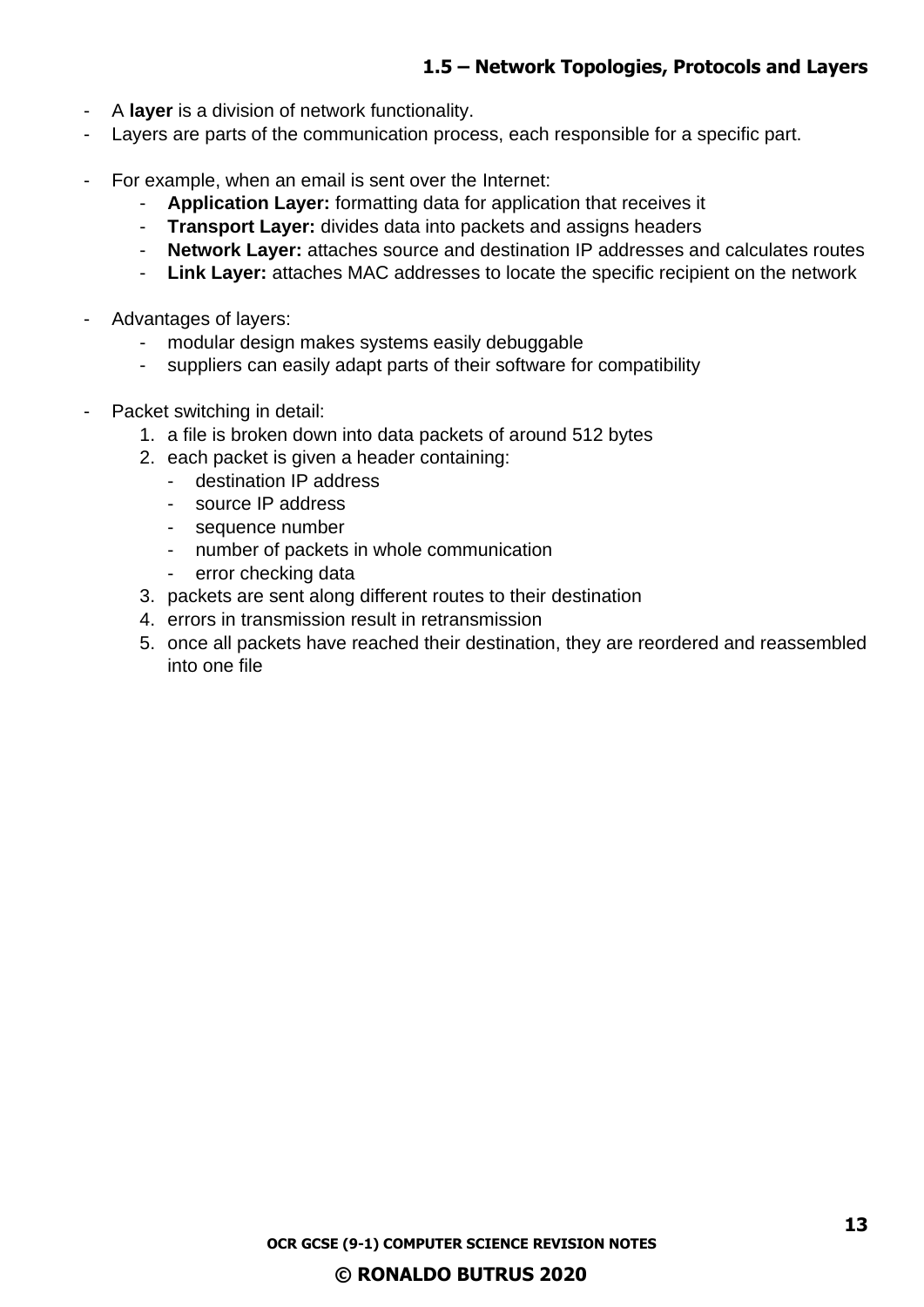- A **layer** is a division of network functionality.
- Layers are parts of the communication process, each responsible for a specific part.

- For example, when an email is sent over the Internet:
    - **Application Layer:** formatting data for application that receives it
    - **Transport Layer:** divides data into packets and assigns headers
    - **Network Layer:** attaches source and destination IP addresses and calculates routes
    - **Link Layer:** attaches MAC addresses to locate the specific recipient on the network

- Advantages of layers:
    - modular design makes systems easily debuggable
    - suppliers can easily adapt parts of their software for compatibility

- Packet switching in detail:
    1. a file is broken down into data packets of around 512 bytes
    2. each packet is given a header containing:
        - destination IP address
        - source IP address
        - sequence number
        - number of packets in whole communication
        - error checking data
    3. packets are sent along different routes to their destination
    4. errors in transmission result in retransmission
    5. once all packets have reached their destination, they are reordered and reassembled into one file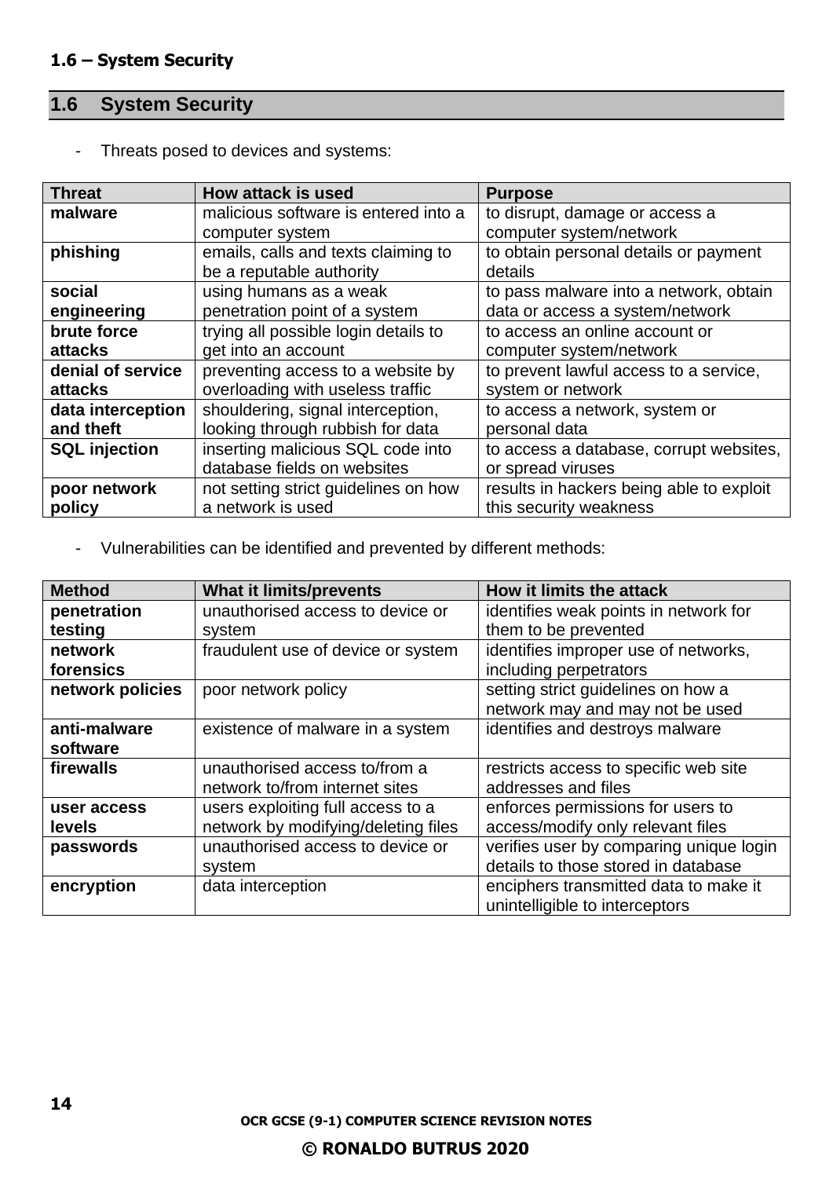## 1.6 System Security

- Threats posed to devices and systems:

| Threat | How attack is used | Purpose |
| --- | --- | --- |
| **malware** | malicious software is entered into a computer system | to disrupt, damage or access a computer system/network |
| **phishing** | emails, calls and texts claiming to be a reputable authority | to obtain personal details or payment details |
| **social engineering** | using humans as a weak penetration point of a system | to pass malware into a network, obtain data or access a system/network |
| **brute force attacks** | trying all possible login details to get into an account | to access an online account or computer system/network |
| **denial of service attacks** | preventing access to a website by overloading with useless traffic | to prevent lawful access to a service, system or network |
| **data interception and theft** | shouldering, signal interception, looking through rubbish for data | to access a network, system or personal data |
| **SQL injection** | inserting malicious SQL code into database fields on websites | to access a database, corrupt websites, or spread viruses |
| **poor network policy** | not setting strict guidelines on how a network is used | results in hackers being able to exploit this security weakness |

- Vulnerabilities can be identified and prevented by different methods:

| Method | What it limits/prevents | How it limits the attack |
| --- | --- | --- |
| **penetration testing** | unauthorised access to device or system | identifies weak points in network for them to be prevented |
| **network forensics** | fraudulent use of device or system | identifies improper use of networks, including perpetrators |
| **network policies** | poor network policy | setting strict guidelines on how a network may and may not be used |
| **anti-malware software** | existence of malware in a system | identifies and destroys malware |
| **firewalls** | unauthorised access to/from a network to/from internet sites | restricts access to specific web site addresses and files |
| **user access levels** | users exploiting full access to a network by modifying/deleting files | enforces permissions for users to access/modify only relevant files |
| **passwords** | unauthorised access to device or system | verifies user by comparing unique login details to those stored in database |
| **encryption** | data interception | enciphers transmitted data to make it unintelligible to interceptors |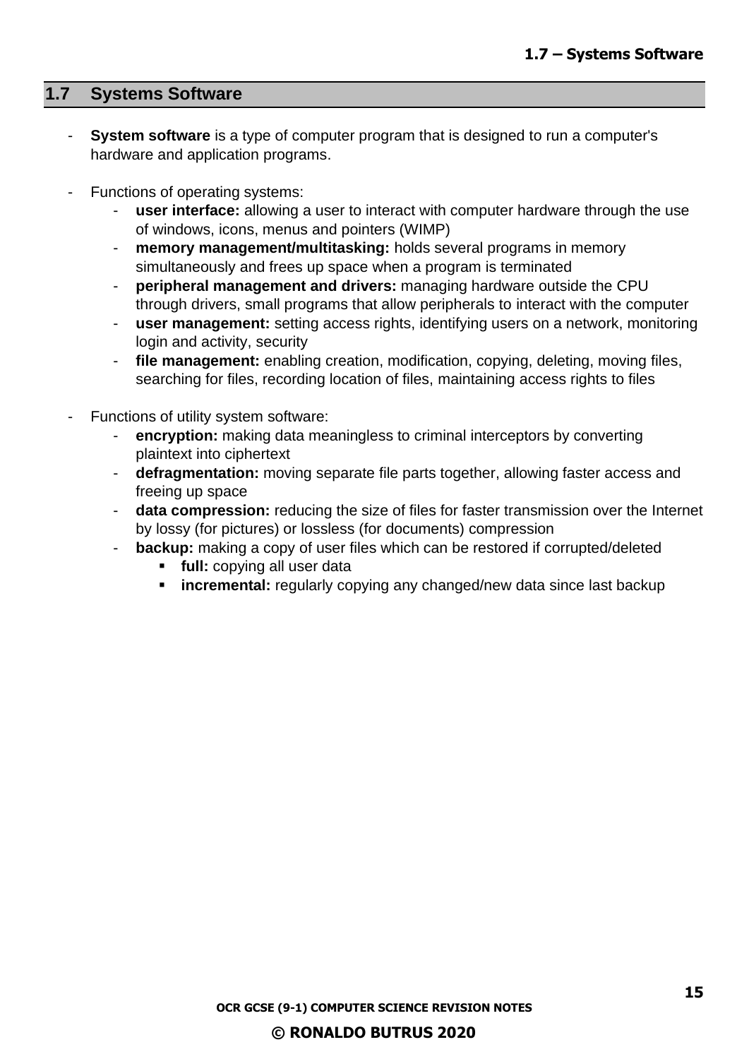## 1.7 Systems Software

- **System software** is a type of computer program that is designed to run a computer's hardware and application programs.

- Functions of operating systems:
    - **user interface:** allowing a user to interact with computer hardware through the use of windows, icons, menus and pointers (WIMP)
    - **memory management/multitasking:** holds several programs in memory simultaneously and frees up space when a program is terminated
    - **peripheral management and drivers:** managing hardware outside the CPU through drivers, small programs that allow peripherals to interact with the computer
    - **user management:** setting access rights, identifying users on a network, monitoring login and activity, security
    - **file management:** enabling creation, modification, copying, deleting, moving files, searching for files, recording location of files, maintaining access rights to files

- Functions of utility system software:
    - **encryption:** making data meaningless to criminal interceptors by converting plaintext into ciphertext
    - **defragmentation:** moving separate file parts together, allowing faster access and freeing up space
    - **data compression:** reducing the size of files for faster transmission over the Internet by lossy (for pictures) or lossless (for documents) compression
    - **backup:** making a copy of user files which can be restored if corrupted/deleted
        - **full:** copying all user data
        - **incremental:** regularly copying any changed/new data since last backup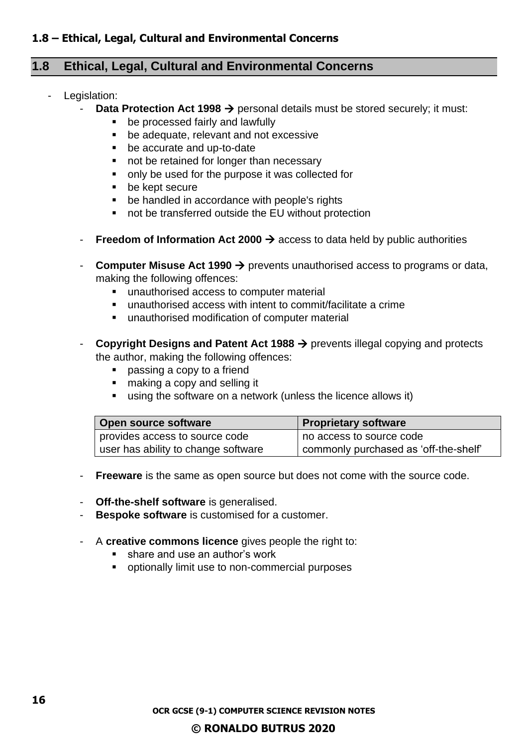## 1.8 Ethical, Legal, Cultural and Environmental Concerns

- Legislation:
  - **Data Protection Act 1998 →** personal details must be stored securely; it must:
    - be processed fairly and lawfully
    - be adequate, relevant and not excessive
    - be accurate and up-to-date
    - not be retained for longer than necessary
    - only be used for the purpose it was collected for
    - be kept secure
    - be handled in accordance with people's rights
    - not be transferred outside the EU without protection

  - **Freedom of Information Act 2000 →** access to data held by public authorities

  - **Computer Misuse Act 1990 →** prevents unauthorised access to programs or data, making the following offences:
    - unauthorised access to computer material
    - unauthorised access with intent to commit/facilitate a crime
    - unauthorised modification of computer material

  - **Copyright Designs and Patent Act 1988 →** prevents illegal copying and protects the author, making the following offences:
    - passing a copy to a friend
    - making a copy and selling it
    - using the software on a network (unless the licence allows it)

| Open source software | Proprietary software |
| --- | --- |
| provides access to source code | no access to source code |
| user has ability to change software | commonly purchased as 'off-the-shelf' |

  - **Freeware** is the same as open source but does not come with the source code.

  - **Off-the-shelf software** is generalised.
  - **Bespoke software** is customised for a customer.

  - A **creative commons licence** gives people the right to:
    - share and use an author's work
    - optionally limit use to non-commercial purposes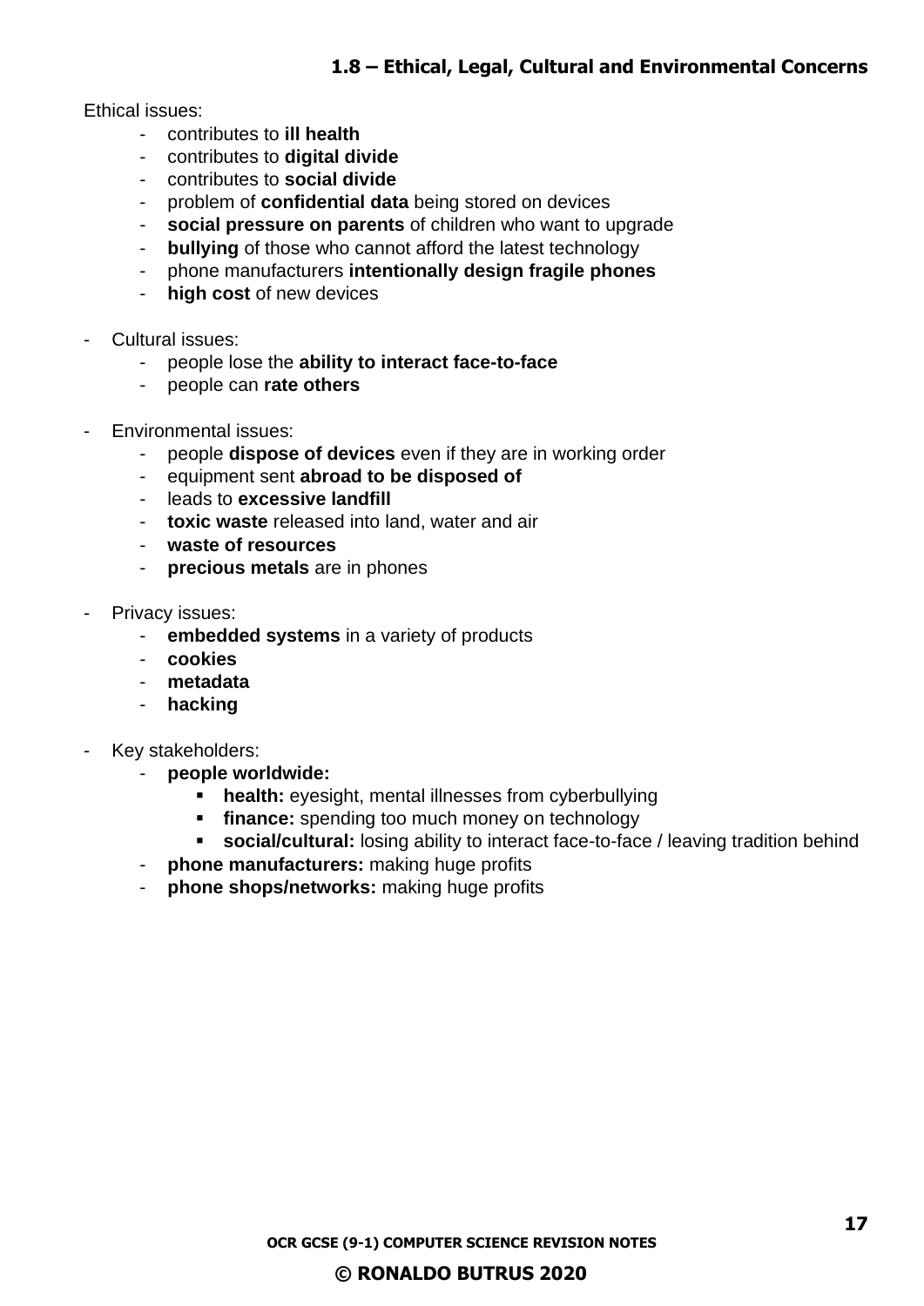## 1.8 – Ethical, Legal, Cultural and Environmental Concerns

Ethical issues:

- contributes to **ill health**
- contributes to **digital divide**
- contributes to **social divide**
- problem of **confidential data** being stored on devices
- **social pressure on parents** of children who want to upgrade
- **bullying** of those who cannot afford the latest technology
- phone manufacturers **intentionally design fragile phones**
- **high cost** of new devices

- Cultural issues:
  - people lose the **ability to interact face-to-face**
  - people can **rate others**

- Environmental issues:
  - people **dispose of devices** even if they are in working order
  - equipment sent **abroad to be disposed of**
  - leads to **excessive landfill**
  - **toxic waste** released into land, water and air
  - **waste of resources**
  - **precious metals** are in phones

- Privacy issues:
  - **embedded systems** in a variety of products
  - **cookies**
  - **metadata**
  - **hacking**

- Key stakeholders:
  - **people worldwide:**
    - **health:** eyesight, mental illnesses from cyberbullying
    - **finance:** spending too much money on technology
    - **social/cultural:** losing ability to interact face-to-face / leaving tradition behind
  - **phone manufacturers:** making huge profits
  - **phone shops/networks:** making huge profits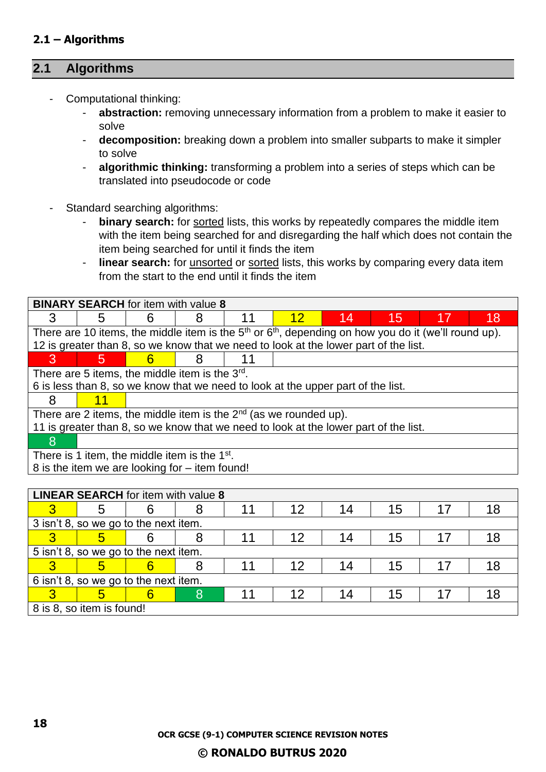## 2.1 Algorithms

- Computational thinking:
  - **abstraction:** removing unnecessary information from a problem to make it easier to solve
  - **decomposition:** breaking down a problem into smaller subparts to make it simpler to solve
  - **algorithmic thinking:** transforming a problem into a series of steps which can be translated into pseudocode or code

- Standard searching algorithms:
  - **binary search:** for sorted lists, this works by repeatedly compares the middle item with the item being searched for and disregarding the half which does not contain the item being searched for until it finds the item
  - **linear search:** for unsorted or sorted lists, this works by comparing every data item from the start to the end until it finds the item

| **BINARY SEARCH** for item with value **8** | | | | | | | | | |
|---|---|---|---|---|---|---|---|---|---|
| 3 | 5 | 6 | 8 | 11 | 12 | 14 | 15 | 17 | 18 |
| There are 10 items, the middle item is the 5th or 6th, depending on how you do it (we'll round up). 12 is greater than 8, so we know that we need to look at the lower part of the list. | | | | | | | | | |
| 3 | 5 | 6 | 8 | 11 | | | | | |
| There are 5 items, the middle item is the 3rd. 6 is less than 8, so we know that we need to look at the upper part of the list. | | | | | | | | | |
| 8 | 11 | | | | | | | | |
| There are 2 items, the middle item is the 2nd (as we rounded up). 11 is greater than 8, so we know that we need to look at the lower part of the list. | | | | | | | | | |
| 8 | | | | | | | | | |
| There is 1 item, the middle item is the 1st. 8 is the item we are looking for – item found! | | | | | | | | | |

| **LINEAR SEARCH** for item with value **8** | | | | | | | | | |
|---|---|---|---|---|---|---|---|---|---|
| 3 | 5 | 6 | 8 | 11 | 12 | 14 | 15 | 17 | 18 |
| 3 isn't 8, so we go to the next item. | | | | | | | | | |
| 3 | 5 | 6 | 8 | 11 | 12 | 14 | 15 | 17 | 18 |
| 5 isn't 8, so we go to the next item. | | | | | | | | | |
| 3 | 5 | 6 | 8 | 11 | 12 | 14 | 15 | 17 | 18 |
| 6 isn't 8, so we go to the next item. | | | | | | | | | |
| 3 | 5 | 6 | 8 | 11 | 12 | 14 | 15 | 17 | 18 |
| 8 is 8, so item is found! | | | | | | | | | |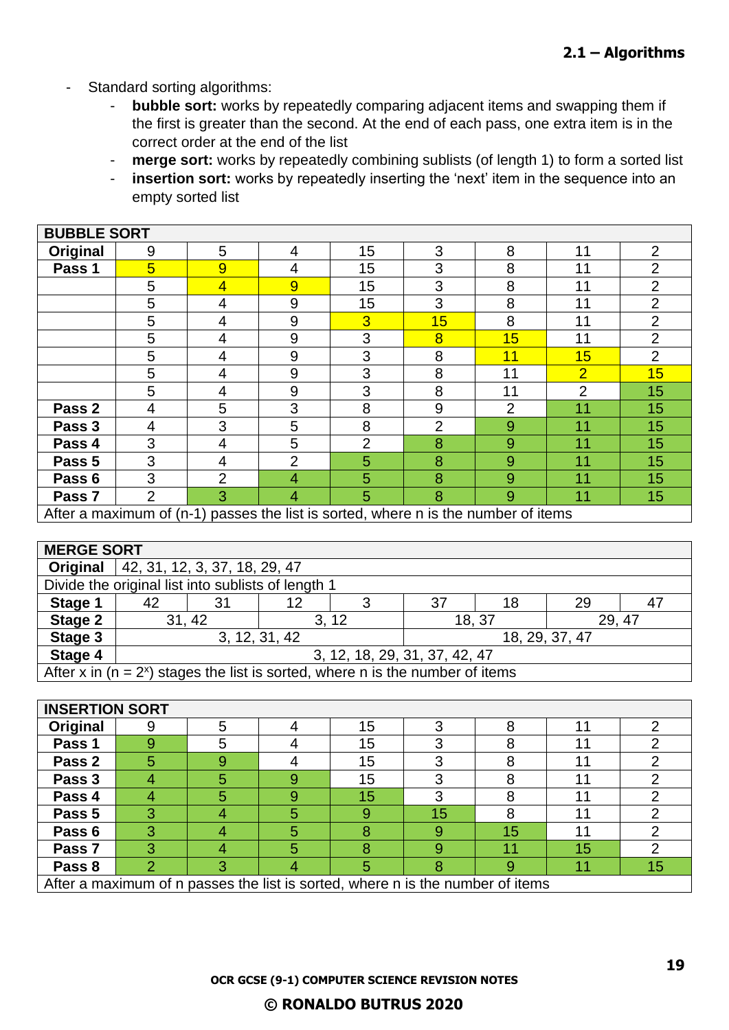## 2.1 – Algorithms

- Standard sorting algorithms:
  - **bubble sort:** works by repeatedly comparing adjacent items and swapping them if the first is greater than the second. At the end of each pass, one extra item is in the correct order at the end of the list
  - **merge sort:** works by repeatedly combining sublists (of length 1) to form a sorted list
  - **insertion sort:** works by repeatedly inserting the 'next' item in the sequence into an empty sorted list

| BUBBLE SORT | | | | | | | | |
|---|---|---|---|---|---|---|---|---|
| **Original** | 9 | 5 | 4 | 15 | 3 | 8 | 11 | 2 |
| **Pass 1** | 5 | 9 | 4 | 15 | 3 | 8 | 11 | 2 |
| | 5 | 4 | 9 | 15 | 3 | 8 | 11 | 2 |
| | 5 | 4 | 9 | 15 | 3 | 8 | 11 | 2 |
| | 5 | 4 | 9 | 3 | 15 | 8 | 11 | 2 |
| | 5 | 4 | 9 | 3 | 8 | 15 | 11 | 2 |
| | 5 | 4 | 9 | 3 | 8 | 11 | 15 | 2 |
| | 5 | 4 | 9 | 3 | 8 | 11 | 2 | 15 |
| | 5 | 4 | 9 | 3 | 8 | 11 | 2 | 15 |
| **Pass 2** | 4 | 5 | 3 | 8 | 9 | 2 | 11 | 15 |
| **Pass 3** | 4 | 3 | 5 | 8 | 2 | 9 | 11 | 15 |
| **Pass 4** | 3 | 4 | 5 | 2 | 8 | 9 | 11 | 15 |
| **Pass 5** | 3 | 4 | 2 | 5 | 8 | 9 | 11 | 15 |
| **Pass 6** | 3 | 2 | 4 | 5 | 8 | 9 | 11 | 15 |
| **Pass 7** | 2 | 3 | 4 | 5 | 8 | 9 | 11 | 15 |
| After a maximum of (n-1) passes the list is sorted, where n is the number of items | | | | | | | | |

| MERGE SORT | | | | | | | | |
|---|---|---|---|---|---|---|---|---|
| **Original** | 42, 31, 12, 3, 37, 18, 29, 47 | | | | | | | |
| Divide the original list into sublists of length 1 | | | | | | | | |
| **Stage 1** | 42 | 31 | 12 | 3 | 37 | 18 | 29 | 47 |
| **Stage 2** | 31, 42 | | 3, 12 | | 18, 37 | | 29, 47 | |
| **Stage 3** | 3, 12, 31, 42 | | | | 18, 29, 37, 47 | | | |
| **Stage 4** | 3, 12, 18, 29, 31, 37, 42, 47 | | | | | | | |
| After x in ($n = 2^x$) stages the list is sorted, where n is the number of items | | | | | | | | |

| INSERTION SORT | | | | | | | | |
|---|---|---|---|---|---|---|---|---|
| **Original** | 9 | 5 | 4 | 15 | 3 | 8 | 11 | 2 |
| **Pass 1** | 9 | 5 | 4 | 15 | 3 | 8 | 11 | 2 |
| **Pass 2** | 5 | 9 | 4 | 15 | 3 | 8 | 11 | 2 |
| **Pass 3** | 4 | 5 | 9 | 15 | 3 | 8 | 11 | 2 |
| **Pass 4** | 4 | 5 | 9 | 15 | 3 | 8 | 11 | 2 |
| **Pass 5** | 3 | 4 | 5 | 9 | 15 | 8 | 11 | 2 |
| **Pass 6** | 3 | 4 | 5 | 8 | 9 | 15 | 11 | 2 |
| **Pass 7** | 3 | 4 | 5 | 8 | 9 | 11 | 15 | 2 |
| **Pass 8** | 2 | 3 | 4 | 5 | 8 | 9 | 11 | 15 |
| After a maximum of n passes the list is sorted, where n is the number of items | | | | | | | | |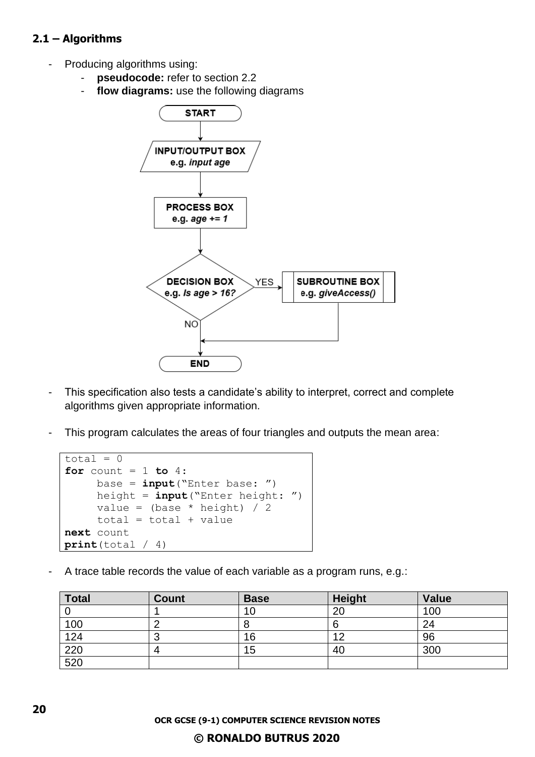### 2.1 – Algorithms

- Producing algorithms using:
    - **pseudocode:** refer to section 2.2
    - **flow diagrams:** use the following diagrams

- This specification also tests a candidate's ability to interpret, correct and complete algorithms given appropriate information.

- This program calculates the areas of four triangles and outputs the mean area:

```
total = 0
for count = 1 to 4:
     base = input("Enter base: ")
     height = input("Enter height: ")
     value = (base * height) / 2
     total = total + value
next count
print(total / 4)
```

- A trace table records the value of each variable as a program runs, e.g.:

| Total | Count | Base | Height | Value |
|---|---|---|---|---|
| 0 | 1 | 10 | 20 | 100 |
| 100 | 2 | 8 | 6 | 24 |
| 124 | 3 | 16 | 12 | 96 |
| 220 | 4 | 15 | 40 | 300 |
| 520 | | | | |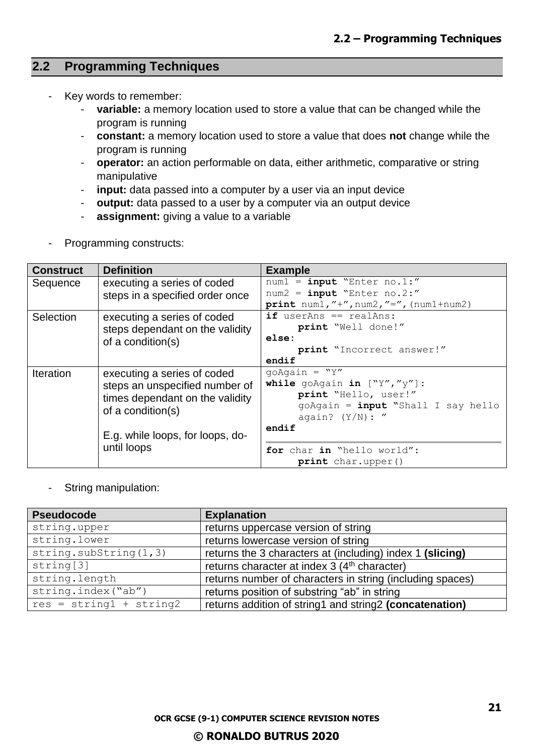## 2.2 Programming Techniques

- Key words to remember:
    - **variable:** a memory location used to store a value that can be changed while the program is running
    - **constant:** a memory location used to store a value that does **not** change while the program is running
    - **operator:** an action performable on data, either arithmetic, comparative or string manipulative
    - **input:** data passed into a computer by a user via an input device
    - **output:** data passed to a user by a computer via an output device
    - **assignment:** giving a value to a variable

- Programming constructs:

| Construct | Definition | Example |
|---|---|---|
| Sequence | executing a series of coded steps in a specified order once | `num1 = input "Enter no.1:"`<br>`num2 = input "Enter no.2:"`<br>`print num1,"+",num2,"=",(num1+num2)` |
| Selection | executing a series of coded steps dependant on the validity of a condition(s) | `if userAns == realAns:`<br>`    print "Well done!"`<br>`else:`<br>`    print "Incorrect answer!"`<br>`endif` |
| Iteration | executing a series of coded steps an unspecified number of times dependant on the validity of a condition(s)<br><br>E.g. while loops, for loops, do-until loops | `goAgain = "Y"`<br>`while goAgain in ["Y","y"]:`<br>`    print "Hello, user!"`<br>`    goAgain = input "Shall I say hello again? (Y/N): "`<br>`endif`<br><br>`for char in "hello world":`<br>`    print char.upper()` |

- String manipulation:

| Pseudocode | Explanation |
|---|---|
| `string.upper` | returns uppercase version of string |
| `string.lower` | returns lowercase version of string |
| `string.subString(1,3)` | returns the 3 characters at (including) index 1 **(slicing)** |
| `string[3]` | returns character at index 3 (4th character) |
| `string.length` | returns number of characters in string (including spaces) |
| `string.index("ab")` | returns position of substring "ab" in string |
| `res = string1 + string2` | returns addition of string1 and string2 **(concatenation)** |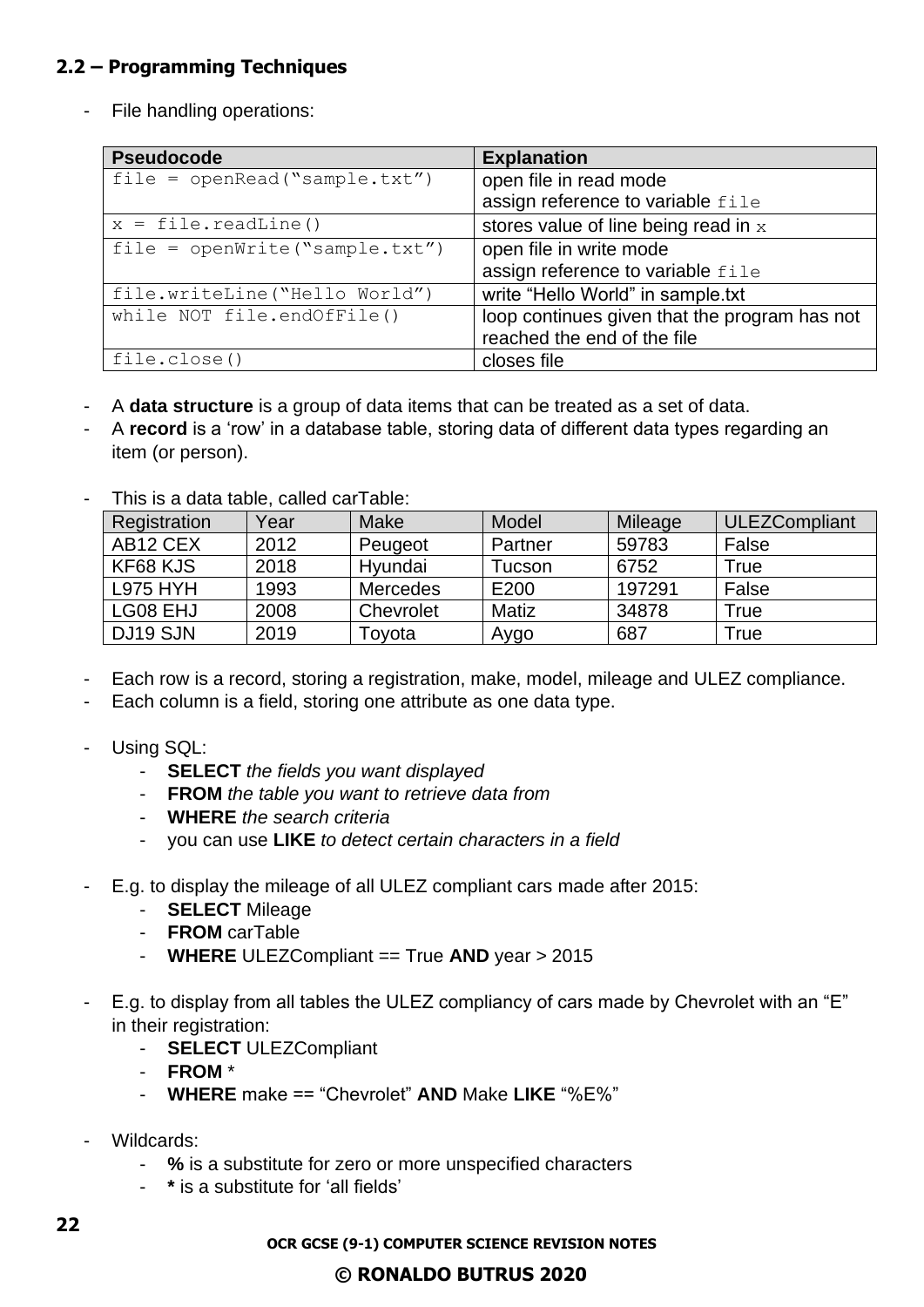## 2.2 – Programming Techniques

- File handling operations:

| Pseudocode | Explanation |
|---|---|
| `file = openRead("sample.txt")` | open file in read mode<br>assign reference to variable `file` |
| `x = file.readLine()` | stores value of line being read in `x` |
| `file = openWrite("sample.txt")` | open file in write mode<br>assign reference to variable `file` |
| `file.writeLine("Hello World")` | write "Hello World" in sample.txt |
| `while NOT file.endOfFile()` | loop continues given that the program has not reached the end of the file |
| `file.close()` | closes file |

- A **data structure** is a group of data items that can be treated as a set of data.
- A **record** is a 'row' in a database table, storing data of different data types regarding an item (or person).

- This is a data table, called carTable:

| Registration | Year | Make | Model | Mileage | ULEZCompliant |
|---|---|---|---|---|---|
| AB12 CEX | 2012 | Peugeot | Partner | 59783 | False |
| KF68 KJS | 2018 | Hyundai | Tucson | 6752 | True |
| L975 HYH | 1993 | Mercedes | E200 | 197291 | False |
| LG08 EHJ | 2008 | Chevrolet | Matiz | 34878 | True |
| DJ19 SJN | 2019 | Toyota | Aygo | 687 | True |

- Each row is a record, storing a registration, make, model, mileage and ULEZ compliance.
- Each column is a field, storing one attribute as one data type.

- Using SQL:
  - **SELECT** *the fields you want displayed*
  - **FROM** *the table you want to retrieve data from*
  - **WHERE** *the search criteria*
  - you can use **LIKE** *to detect certain characters in a field*

- E.g. to display the mileage of all ULEZ compliant cars made after 2015:
  - **SELECT** Mileage
  - **FROM** carTable
  - **WHERE** ULEZCompliant == True **AND** year > 2015

- E.g. to display from all tables the ULEZ compliancy of cars made by Chevrolet with an "E" in their registration:
  - **SELECT** ULEZCompliant
  - **FROM** *
  - **WHERE** make == "Chevrolet" **AND** Make **LIKE** "%E%"

- Wildcards:
  - **%** is a substitute for zero or more unspecified characters
  - **\*** is a substitute for 'all fields'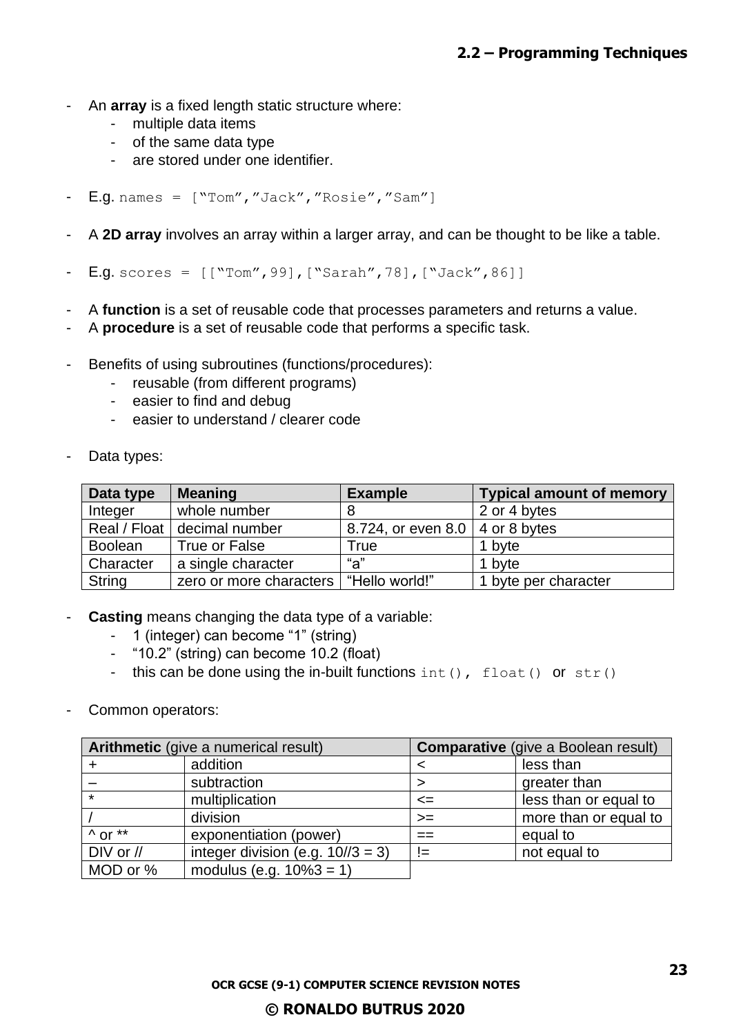- An **array** is a fixed length static structure where:
  - multiple data items
  - of the same data type
  - are stored under one identifier.

- E.g. `names = ["Tom","Jack","Rosie","Sam"]`

- A **2D array** involves an array within a larger array, and can be thought to be like a table.

- E.g. `scores = [["Tom",99],["Sarah",78],["Jack",86]]`

- A **function** is a set of reusable code that processes parameters and returns a value.
- A **procedure** is a set of reusable code that performs a specific task.

- Benefits of using subroutines (functions/procedures):
  - reusable (from different programs)
  - easier to find and debug
  - easier to understand / clearer code

- Data types:

| Data type | Meaning | Example | Typical amount of memory |
|---|---|---|---|
| Integer | whole number | 8 | 2 or 4 bytes |
| Real / Float | decimal number | 8.724, or even 8.0 | 4 or 8 bytes |
| Boolean | True or False | True | 1 byte |
| Character | a single character | "a" | 1 byte |
| String | zero or more characters | "Hello world!" | 1 byte per character |

- **Casting** means changing the data type of a variable:
  - 1 (integer) can become "1" (string)
  - "10.2" (string) can become 10.2 (float)
  - this can be done using the in-built functions `int()`, `float()` or `str()`

- Common operators:

| **Arithmetic** (give a numerical result) | | **Comparative** (give a Boolean result) | |
|---|---|---|---|
| + | addition | < | less than |
| – | subtraction | > | greater than |
| * | multiplication | <= | less than or equal to |
| / | division | >= | more than or equal to |
| ^ or ** | exponentiation (power) | == | equal to |
| DIV or // | integer division (e.g. 10//3 = 3) | != | not equal to |
| MOD or % | modulus (e.g. 10%3 = 1) | | |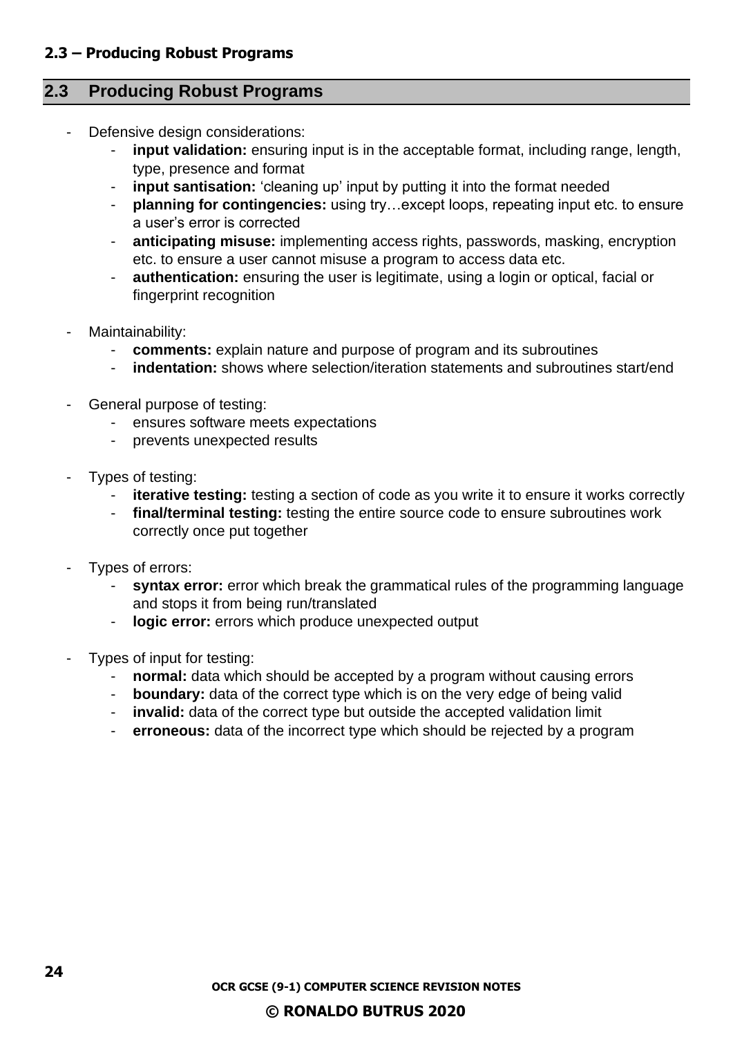## 2.3 Producing Robust Programs

- Defensive design considerations:
  - **input validation:** ensuring input is in the acceptable format, including range, length, type, presence and format
  - **input santisation:** 'cleaning up' input by putting it into the format needed
  - **planning for contingencies:** using try…except loops, repeating input etc. to ensure a user's error is corrected
  - **anticipating misuse:** implementing access rights, passwords, masking, encryption etc. to ensure a user cannot misuse a program to access data etc.
  - **authentication:** ensuring the user is legitimate, using a login or optical, facial or fingerprint recognition

- Maintainability:
  - **comments:** explain nature and purpose of program and its subroutines
  - **indentation:** shows where selection/iteration statements and subroutines start/end

- General purpose of testing:
  - ensures software meets expectations
  - prevents unexpected results

- Types of testing:
  - **iterative testing:** testing a section of code as you write it to ensure it works correctly
  - **final/terminal testing:** testing the entire source code to ensure subroutines work correctly once put together

- Types of errors:
  - **syntax error:** error which break the grammatical rules of the programming language and stops it from being run/translated
  - **logic error:** errors which produce unexpected output

- Types of input for testing:
  - **normal:** data which should be accepted by a program without causing errors
  - **boundary:** data of the correct type which is on the very edge of being valid
  - **invalid:** data of the correct type but outside the accepted validation limit
  - **erroneous:** data of the incorrect type which should be rejected by a program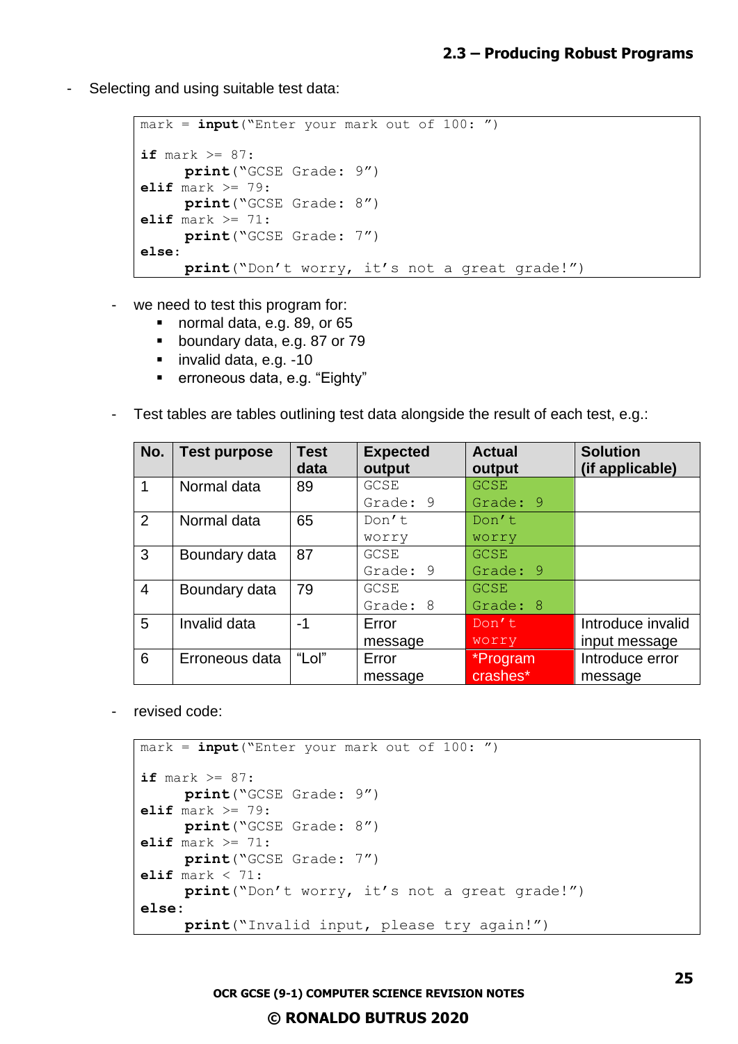- Selecting and using suitable test data:

```
mark = input("Enter your mark out of 100: ")

if mark >= 87:
      print("GCSE Grade: 9")
elif mark >= 79:
      print("GCSE Grade: 8")
elif mark >= 71:
      print("GCSE Grade: 7")
else:
      print("Don't worry, it's not a great grade!")
```

- we need to test this program for:
  - normal data, e.g. 89, or 65
  - boundary data, e.g. 87 or 79
  - invalid data, e.g. -10
  - erroneous data, e.g. "Eighty"

- Test tables are tables outlining test data alongside the result of each test, e.g.:

| No. | Test purpose | Test data | Expected output | Actual output | Solution (if applicable) |
|---|---|---|---|---|---|
| 1 | Normal data | 89 | GCSE Grade: 9 | GCSE Grade: 9 | |
| 2 | Normal data | 65 | Don't worry | Don't worry | |
| 3 | Boundary data | 87 | GCSE Grade: 9 | GCSE Grade: 9 | |
| 4 | Boundary data | 79 | GCSE Grade: 8 | GCSE Grade: 8 | |
| 5 | Invalid data | -1 | Error message | Don't worry | Introduce invalid input message |
| 6 | Erroneous data | "Lol" | Error message | *Program crashes* | Introduce error message |

- revised code:

```
mark = input("Enter your mark out of 100: ")

if mark >= 87:
      print("GCSE Grade: 9")
elif mark >= 79:
      print("GCSE Grade: 8")
elif mark >= 71:
      print("GCSE Grade: 7")
elif mark < 71:
      print("Don't worry, it's not a great grade!")
else:
      print("Invalid input, please try again!")
```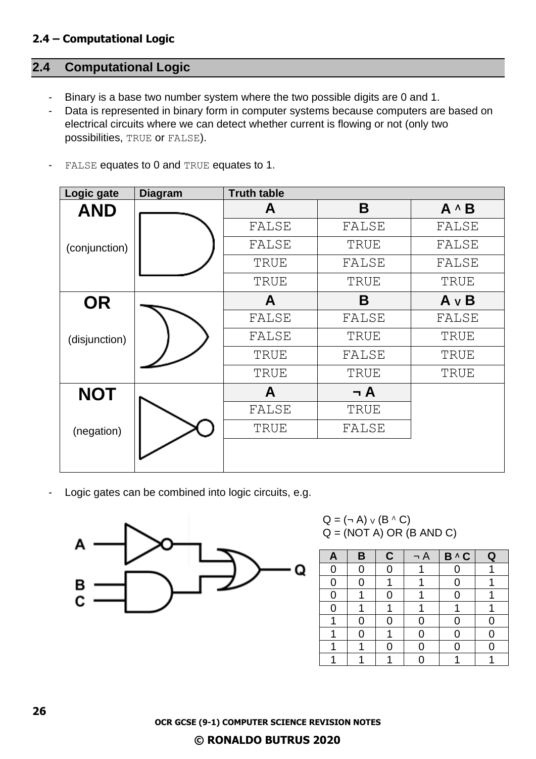## 2.4 Computational Logic

- Binary is a base two number system where the two possible digits are 0 and 1.
- Data is represented in binary form in computer systems because computers are based on electrical circuits where we can detect whether current is flowing or not (only two possibilities, `TRUE` or `FALSE`).

- `FALSE` equates to 0 and `TRUE` equates to 1.

| Logic gate | Diagram | Truth table | | |
|---|---|---|---|---|
| **AND** (conjunction) | | **A** | **B** | **A ^ B** |
| | | FALSE | FALSE | FALSE |
| | | FALSE | TRUE | FALSE |
| | | TRUE | FALSE | FALSE |
| | | TRUE | TRUE | TRUE |
| **OR** (disjunction) | | **A** | **B** | **A ∨ B** |
| | | FALSE | FALSE | FALSE |
| | | FALSE | TRUE | TRUE |
| | | TRUE | FALSE | TRUE |
| | | TRUE | TRUE | TRUE |
| **NOT** (negation) | | **A** | **¬ A** | |
| | | FALSE | TRUE | |
| | | TRUE | FALSE | |

- Logic gates can be combined into logic circuits, e.g.

Q = (¬ A) ∨ (B ^ C)
Q = (NOT A) OR (B AND C)

| A | B | C | ¬ A | B ^ C | Q |
|---|---|---|---|---|---|
| 0 | 0 | 0 | 1 | 0 | 1 |
| 0 | 0 | 1 | 1 | 0 | 1 |
| 0 | 1 | 0 | 1 | 0 | 1 |
| 0 | 1 | 1 | 1 | 1 | 1 |
| 1 | 0 | 0 | 0 | 0 | 0 |
| 1 | 0 | 1 | 0 | 0 | 0 |
| 1 | 1 | 0 | 0 | 0 | 0 |
| 1 | 1 | 1 | 0 | 1 | 1 |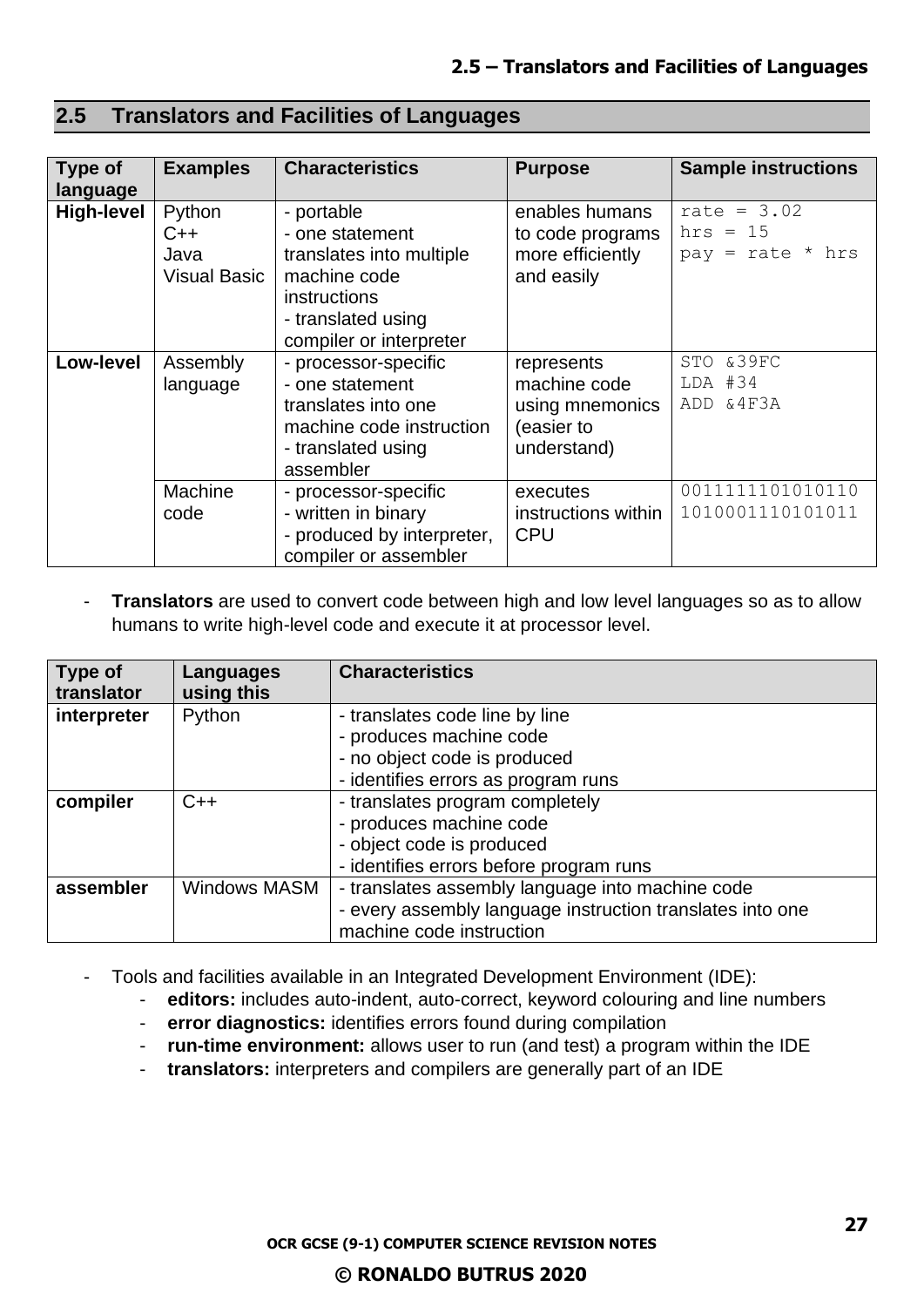## 2.5 Translators and Facilities of Languages

| Type of language | Examples | Characteristics | Purpose | Sample instructions |
| --- | --- | --- | --- | --- |
| **High-level** | Python<br>C++<br>Java<br>Visual Basic | - portable<br>- one statement translates into multiple machine code instructions<br>- translated using compiler or interpreter | enables humans to code programs more efficiently and easily | `rate = 3.02`<br>`hrs = 15`<br>`pay = rate * hrs` |
| **Low-level** | Assembly language | - processor-specific<br>- one statement translates into one machine code instruction<br>- translated using assembler | represents machine code using mnemonics (easier to understand) | `STO &39FC`<br>`LDA #34`<br>`ADD &4F3A` |
| | Machine code | - processor-specific<br>- written in binary<br>- produced by interpreter, compiler or assembler | executes instructions within CPU | `0011111101010110`<br>`1010001110101011` |

- **Translators** are used to convert code between high and low level languages so as to allow humans to write high-level code and execute it at processor level.

| Type of translator | Languages using this | Characteristics |
| --- | --- | --- |
| **interpreter** | Python | - translates code line by line<br>- produces machine code<br>- no object code is produced<br>- identifies errors as program runs |
| **compiler** | C++ | - translates program completely<br>- produces machine code<br>- object code is produced<br>- identifies errors before program runs |
| **assembler** | Windows MASM | - translates assembly language into machine code<br>- every assembly language instruction translates into one machine code instruction |

- Tools and facilities available in an Integrated Development Environment (IDE):
  - **editors:** includes auto-indent, auto-correct, keyword colouring and line numbers
  - **error diagnostics:** identifies errors found during compilation
  - **run-time environment:** allows user to run (and test) a program within the IDE
  - **translators:** interpreters and compilers are generally part of an IDE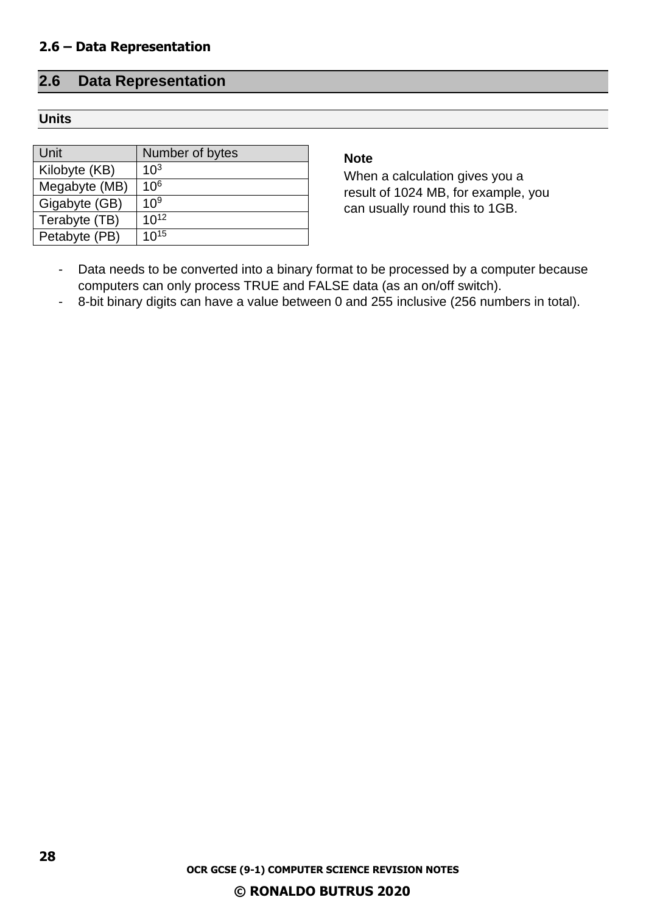## 2.6 Data Representation

### Units

| Unit | Number of bytes |
|---|---|
| Kilobyte (KB) | $10^3$ |
| Megabyte (MB) | $10^6$ |
| Gigabyte (GB) | $10^9$ |
| Terabyte (TB) | $10^{12}$ |
| Petabyte (PB) | $10^{15}$ |

**Note**

When a calculation gives you a result of 1024 MB, for example, you can usually round this to 1GB.

- Data needs to be converted into a binary format to be processed by a computer because computers can only process TRUE and FALSE data (as an on/off switch).
- 8-bit binary digits can have a value between 0 and 255 inclusive (256 numbers in total).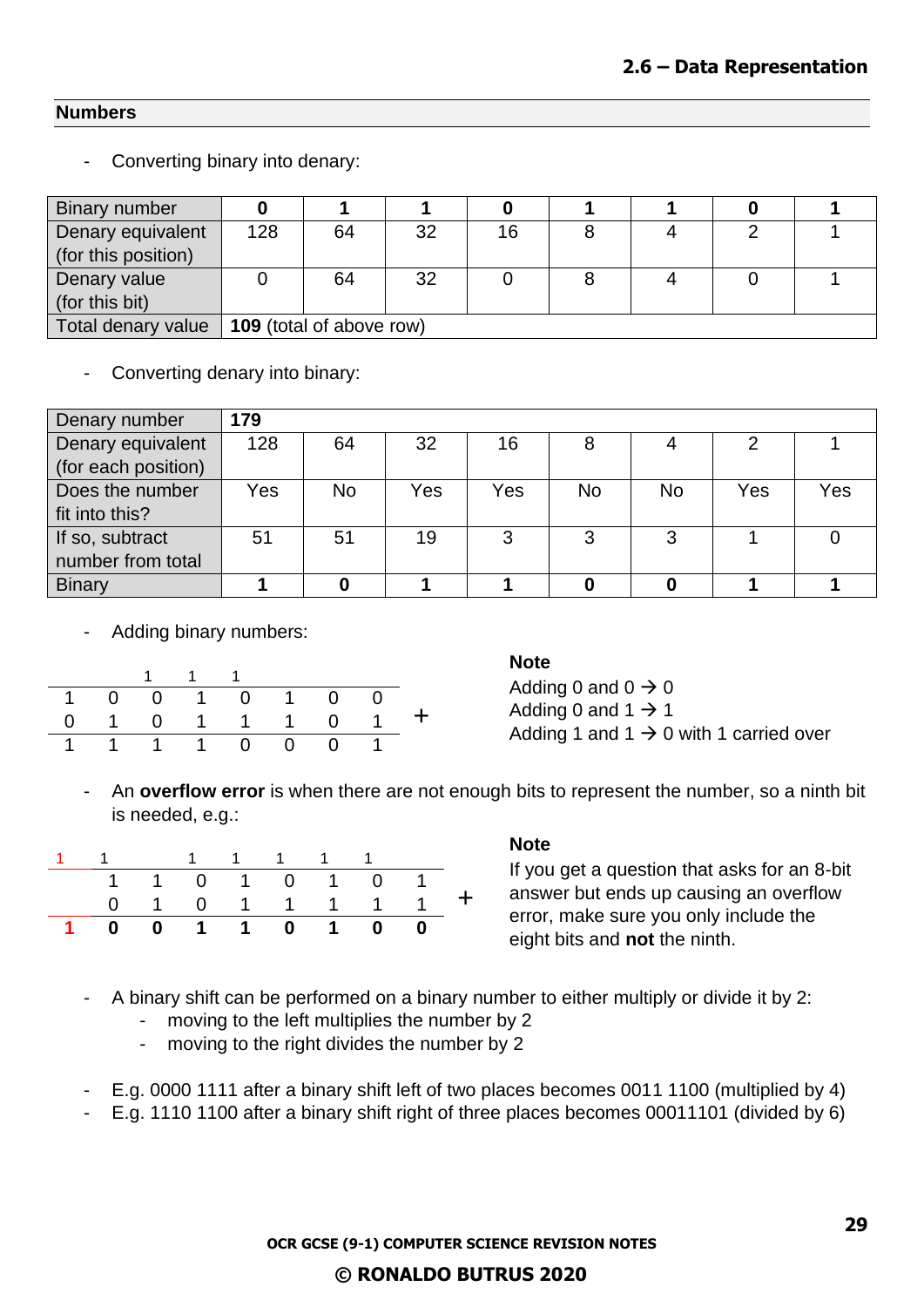## Numbers

- Converting binary into denary:

| Binary number | **0** | **1** | **1** | **0** | **1** | **1** | **0** | **1** |
|---|---|---|---|---|---|---|---|---|
| Denary equivalent (for this position) | 128 | 64 | 32 | 16 | 8 | 4 | 2 | 1 |
| Denary value (for this bit) | 0 | 64 | 32 | 0 | 8 | 4 | 0 | 1 |
| Total denary value | **109** (total of above row) | | | | | | | |

- Converting denary into binary:

| Denary number | **179** | | | | | | | |
|---|---|---|---|---|---|---|---|---|
| Denary equivalent (for each position) | 128 | 64 | 32 | 16 | 8 | 4 | 2 | 1 |
| Does the number fit into this? | Yes | No | Yes | Yes | No | No | Yes | Yes |
| If so, subtract number from total | 51 | 51 | 19 | 3 | 3 | 3 | 1 | 0 |
| Binary | **1** | **0** | **1** | **1** | **0** | **0** | **1** | **1** |

- Adding binary numbers:

| | | | | | | | | |
|---|---|---|---|---|---|---|---|---|
| | | 1 | 1 | 1 | | | | |
| 1 | 0 | 0 | 1 | 0 | 1 | 0 | 0 | |
| 0 | 1 | 0 | 1 | 1 | 1 | 0 | 1 | + |
| 1 | 1 | 1 | 1 | 0 | 0 | 0 | 1 | |

**Note**
Adding 0 and 0 → 0
Adding 0 and 1 → 1
Adding 1 and 1 → 0 with 1 carried over

- An **overflow error** is when there are not enough bits to represent the number, so a ninth bit is needed, e.g.:

| | | | | | | | | | |
|---|---|---|---|---|---|---|---|---|---|
| 1 | 1 | | 1 | 1 | 1 | 1 | 1 | | |
| | 1 | 1 | 0 | 1 | 0 | 1 | 0 | 1 | |
| | 0 | 1 | 0 | 1 | 1 | 1 | 1 | 1 | + |
| **1** | **0** | **0** | **1** | **1** | **0** | **1** | **0** | **0** | |

**Note**
If you get a question that asks for an 8-bit answer but ends up causing an overflow error, make sure you only include the eight bits and **not** the ninth.

- A binary shift can be performed on a binary number to either multiply or divide it by 2:
  - moving to the left multiplies the number by 2
  - moving to the right divides the number by 2

- E.g. 0000 1111 after a binary shift left of two places becomes 0011 1100 (multiplied by 4)
- E.g. 1110 1100 after a binary shift right of three places becomes 00011101 (divided by 6)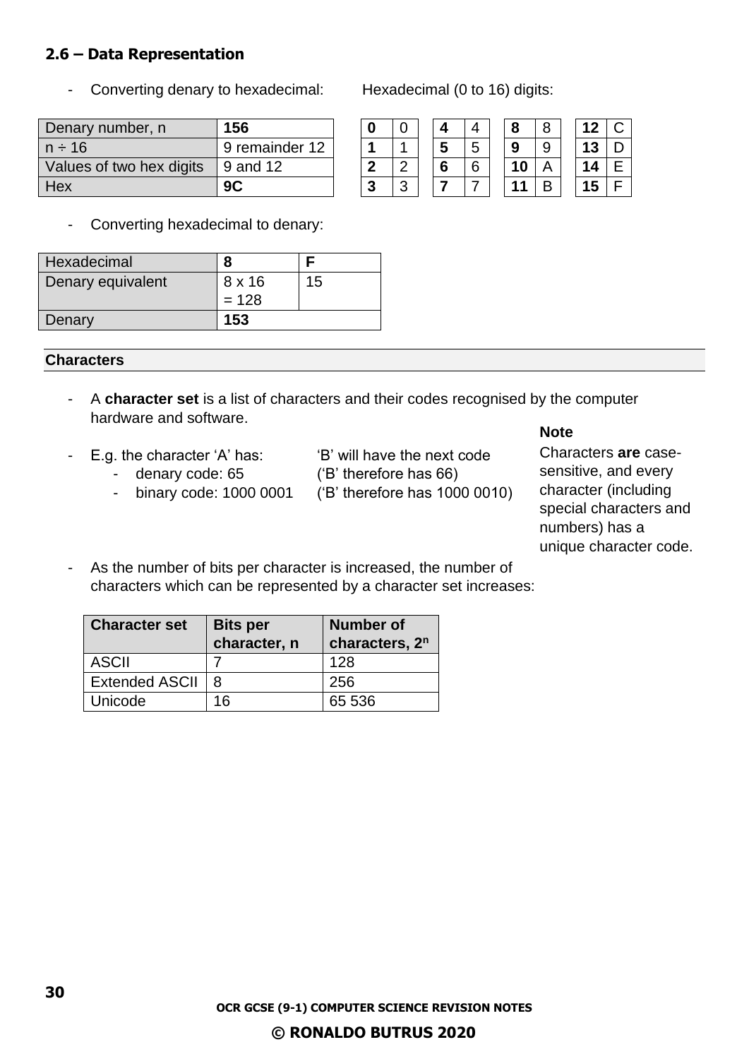## 2.6 – Data Representation

- Converting denary to hexadecimal:

| Denary number, n | **156** |
|---|---|
| n ÷ 16 | 9 remainder 12 |
| Values of two hex digits | 9 and 12 |
| Hex | **9C** |

Hexadecimal (0 to 16) digits:

| | | | | | | | |
|---|---|---|---|---|---|---|---|
| **0** | 0 | **4** | 4 | **8** | 8 | **12** | C |
| **1** | 1 | **5** | 5 | **9** | 9 | **13** | D |
| **2** | 2 | **6** | 6 | **10** | A | **14** | E |
| **3** | 3 | **7** | 7 | **11** | B | **15** | F |

- Converting hexadecimal to denary:

| Hexadecimal | **8** | **F** |
|---|---|---|
| Denary equivalent | 8 x 16 = 128 | 15 |
| Denary | **153** | |

### Characters

- A **character set** is a list of characters and their codes recognised by the computer hardware and software.

- E.g. the character 'A' has:
  - denary code: 65
  - binary code: 1000 0001

  'B' will have the next code
  ('B' therefore has 66)
  ('B' therefore has 1000 0010)

**Note**

Characters **are** case-sensitive, and every character (including special characters and numbers) has a unique character code.

- As the number of bits per character is increased, the number of characters which can be represented by a character set increases:

| Character set | Bits per character, n | Number of characters, $2^n$ |
|---|---|---|
| ASCII | 7 | 128 |
| Extended ASCII | 8 | 256 |
| Unicode | 16 | 65 536 |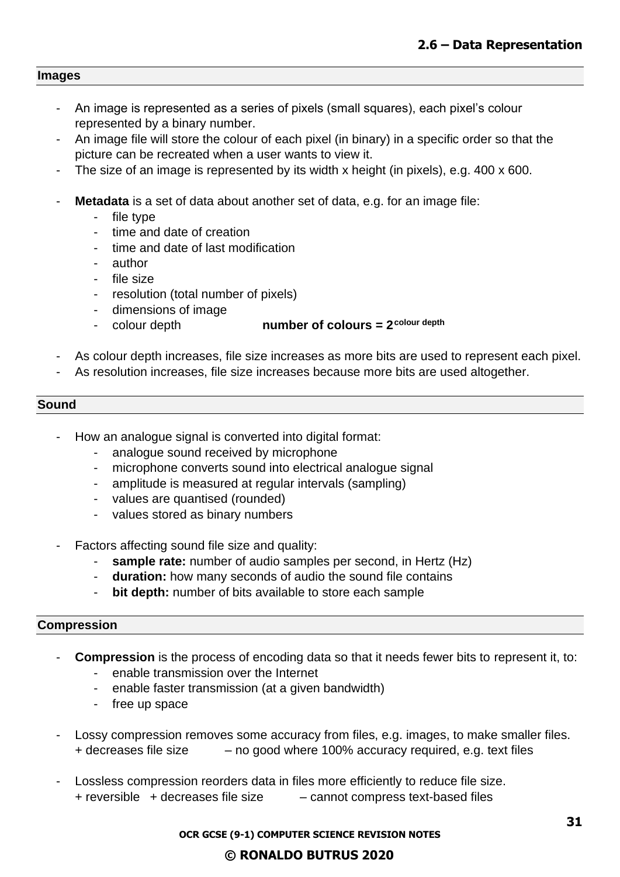## 2.6 – Data Representation

### Images

- An image is represented as a series of pixels (small squares), each pixel's colour represented by a binary number.
- An image file will store the colour of each pixel (in binary) in a specific order so that the picture can be recreated when a user wants to view it.
- The size of an image is represented by its width x height (in pixels), e.g. 400 x 600.

- **Metadata** is a set of data about another set of data, e.g. for an image file:
  - file type
  - time and date of creation
  - time and date of last modification
  - author
  - file size
  - resolution (total number of pixels)
  - dimensions of image
  - colour depth **number of colours = $2^{\text{colour depth}}$**

- As colour depth increases, file size increases as more bits are used to represent each pixel.
- As resolution increases, file size increases because more bits are used altogether.

### Sound

- How an analogue signal is converted into digital format:
  - analogue sound received by microphone
  - microphone converts sound into electrical analogue signal
  - amplitude is measured at regular intervals (sampling)
  - values are quantised (rounded)
  - values stored as binary numbers

- Factors affecting sound file size and quality:
  - **sample rate:** number of audio samples per second, in Hertz (Hz)
  - **duration:** how many seconds of audio the sound file contains
  - **bit depth:** number of bits available to store each sample

### Compression

- **Compression** is the process of encoding data so that it needs fewer bits to represent it, to:
  - enable transmission over the Internet
  - enable faster transmission (at a given bandwidth)
  - free up space

- Lossy compression removes some accuracy from files, e.g. images, to make smaller files.
  + decreases file size – no good where 100% accuracy required, e.g. text files

- Lossless compression reorders data in files more efficiently to reduce file size.
  + reversible + decreases file size – cannot compress text-based files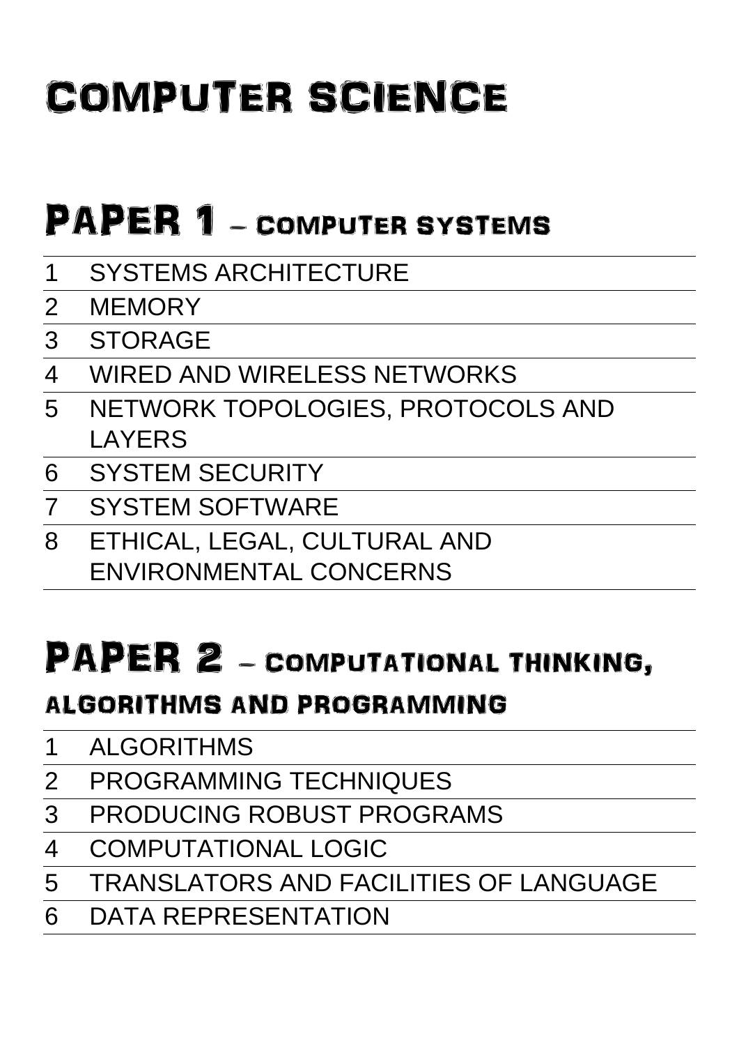# COMPUTER SCIENCE

## PAPER 1 – COMPUTER SYSTEMS

1. SYSTEMS ARCHITECTURE
2. MEMORY
3. STORAGE
4. WIRED AND WIRELESS NETWORKS
5. NETWORK TOPOLOGIES, PROTOCOLS AND LAYERS
6. SYSTEM SECURITY
7. SYSTEM SOFTWARE
8. ETHICAL, LEGAL, CULTURAL AND ENVIRONMENTAL CONCERNS

## PAPER 2 – COMPUTATIONAL THINKING, ALGORITHMS AND PROGRAMMING

1. ALGORITHMS
2. PROGRAMMING TECHNIQUES
3. PRODUCING ROBUST PROGRAMS
4. COMPUTATIONAL LOGIC
5. TRANSLATORS AND FACILITIES OF LANGUAGE
6. DATA REPRESENTATION